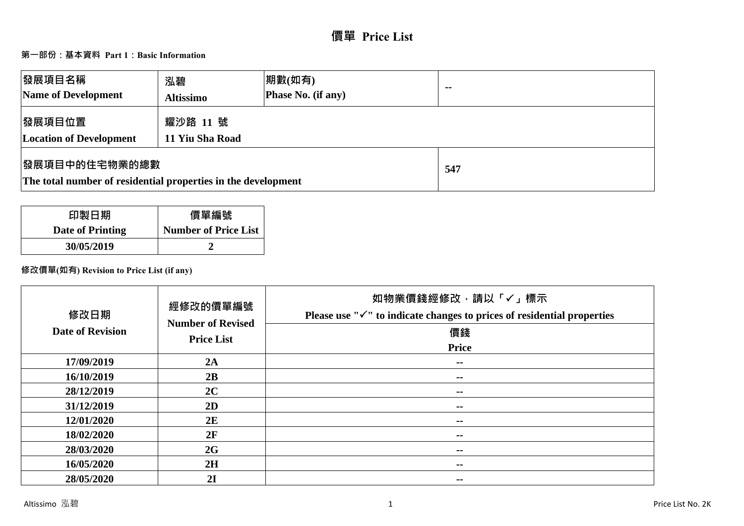# 價單 Price List

## 第一部份：基本資料 Part 1：Basic Information

| 發展項目名稱<br>Name of Development | 泓碧<br>Altissimo | 期數(如有)<br>Phase No. (if any) | -- |
|---|---|---|---|
| 發展項目位置<br>Location of Development | 耀沙路 11 號<br>11 Yiu Sha Road | | |
| 發展項目中的住宅物業的總數<br>The total number of residential properties in the development | | | 547 |

| 印製日期<br>Date of Printing | 價單編號<br>Number of Price List |
|---|---|
| 30/05/2019 | 2 |

### 修改價單(如有) Revision to Price List (if any)

| 修改日期<br>Date of Revision | 經修改的價單編號<br>Number of Revised Price List | 如物業價錢經修改，請以「✓」標示<br>Please use "✓" to indicate changes to prices of residential properties |
|---|---|---|
| | | 價錢<br>Price |
| 17/09/2019 | 2A | -- |
| 16/10/2019 | 2B | -- |
| 28/12/2019 | 2C | -- |
| 31/12/2019 | 2D | -- |
| 12/01/2020 | 2E | -- |
| 18/02/2020 | 2F | -- |
| 28/03/2020 | 2G | -- |
| 16/05/2020 | 2H | -- |
| 28/05/2020 | 2I | -- |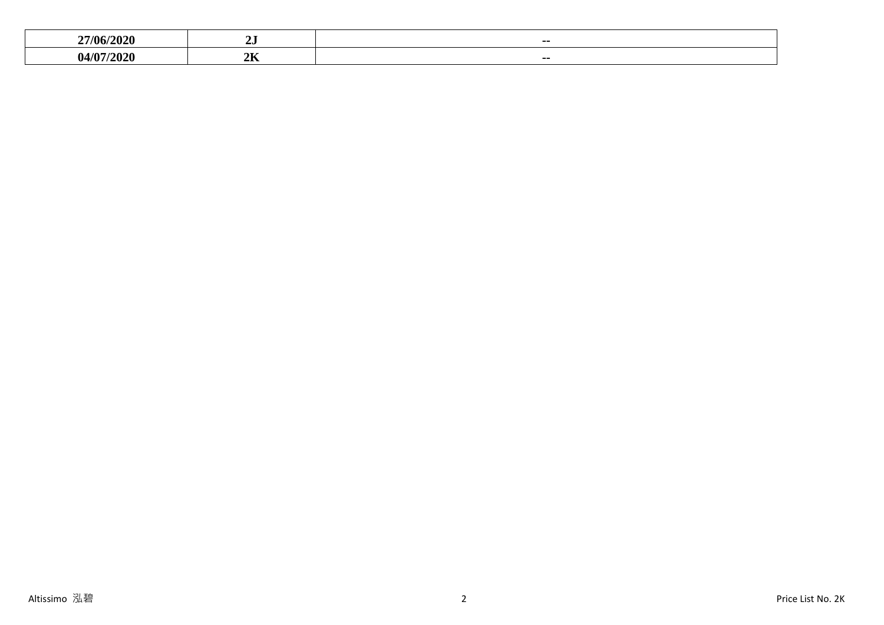| 27/06/2020 | 2J | -- |
|---|---|---|
| 04/07/2020 | 2K | -- |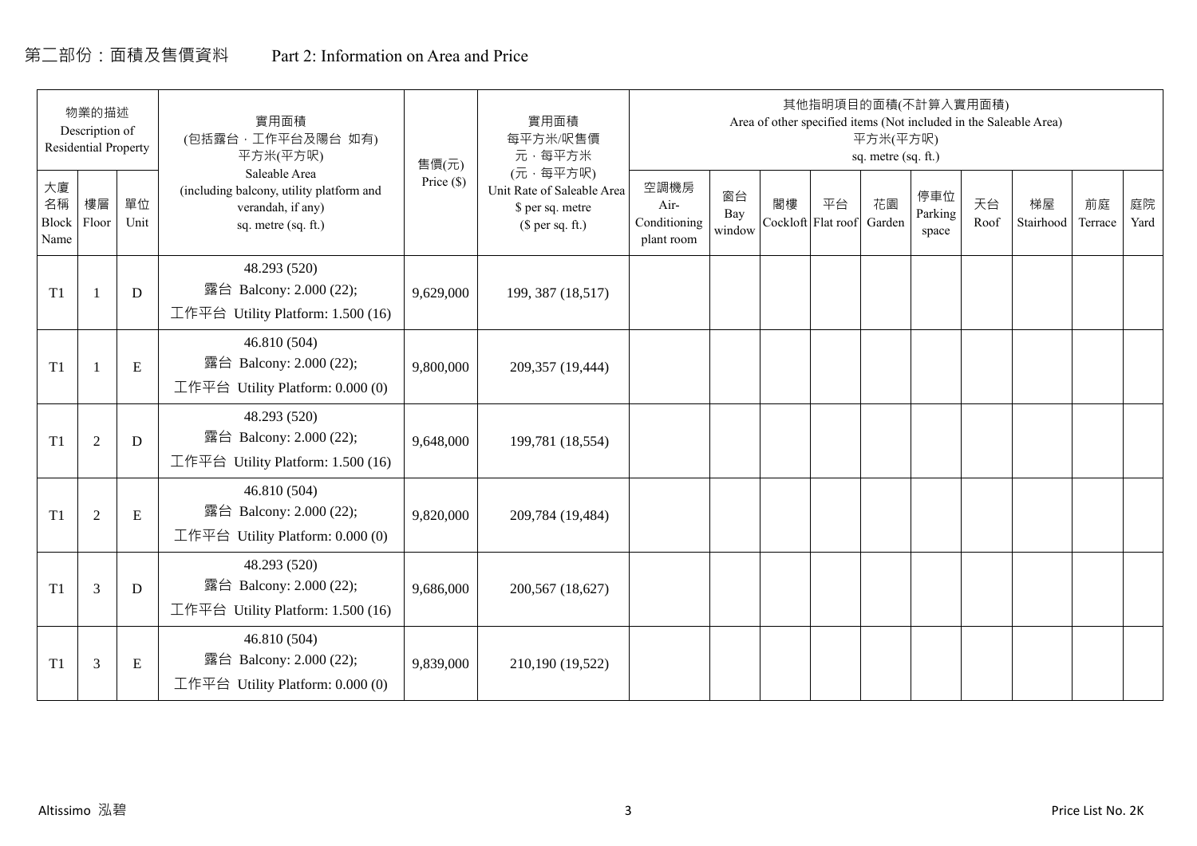## 第二部份：面積及售價資料 Part 2: Information on Area and Price

| 物業的描述 Description of Residential Property | | | 實用面積 (包括露台，工作平台及陽台 如有) 平方米(平方呎) Saleable Area (including balcony, utility platform and verandah, if any) sq. metre (sq. ft.) | 售價(元) Price ($) | 實用面積 每平方米/呎售價 元，每平方米 (元，每平方呎) Unit Rate of Saleable Area $ per sq. metre ($ per sq. ft.) | 其他指明項目的面積(不計算入實用面積) Area of other specified items (Not included in the Saleable Area) 平方米(平方呎) sq. metre (sq. ft.) | | | | | | | | | |
|---|---|---|---|---|---|---|---|---|---|---|---|---|---|---|---|
| 大廈名稱 Block Name | 樓層 Floor | 單位 Unit | | | | 空調機房 Air-Conditioning plant room | 窗台 Bay window | 閣樓 Cockloft | 平台 Flat roof | 花園 Garden | 停車位 Parking space | 天台 Roof | 梯屋 Stairhood | 前庭 Terrace | 庭院 Yard |
| T1 | 1 | D | 48.293 (520) 露台 Balcony: 2.000 (22); 工作平台 Utility Platform: 1.500 (16) | 9,629,000 | 199, 387 (18,517) | | | | | | | | | | |
| T1 | 1 | E | 46.810 (504) 露台 Balcony: 2.000 (22); 工作平台 Utility Platform: 0.000 (0) | 9,800,000 | 209,357 (19,444) | | | | | | | | | | |
| T1 | 2 | D | 48.293 (520) 露台 Balcony: 2.000 (22); 工作平台 Utility Platform: 1.500 (16) | 9,648,000 | 199,781 (18,554) | | | | | | | | | | |
| T1 | 2 | E | 46.810 (504) 露台 Balcony: 2.000 (22); 工作平台 Utility Platform: 0.000 (0) | 9,820,000 | 209,784 (19,484) | | | | | | | | | | |
| T1 | 3 | D | 48.293 (520) 露台 Balcony: 2.000 (22); 工作平台 Utility Platform: 1.500 (16) | 9,686,000 | 200,567 (18,627) | | | | | | | | | | |
| T1 | 3 | E | 46.810 (504) 露台 Balcony: 2.000 (22); 工作平台 Utility Platform: 0.000 (0) | 9,839,000 | 210,190 (19,522) | | | | | | | | | | |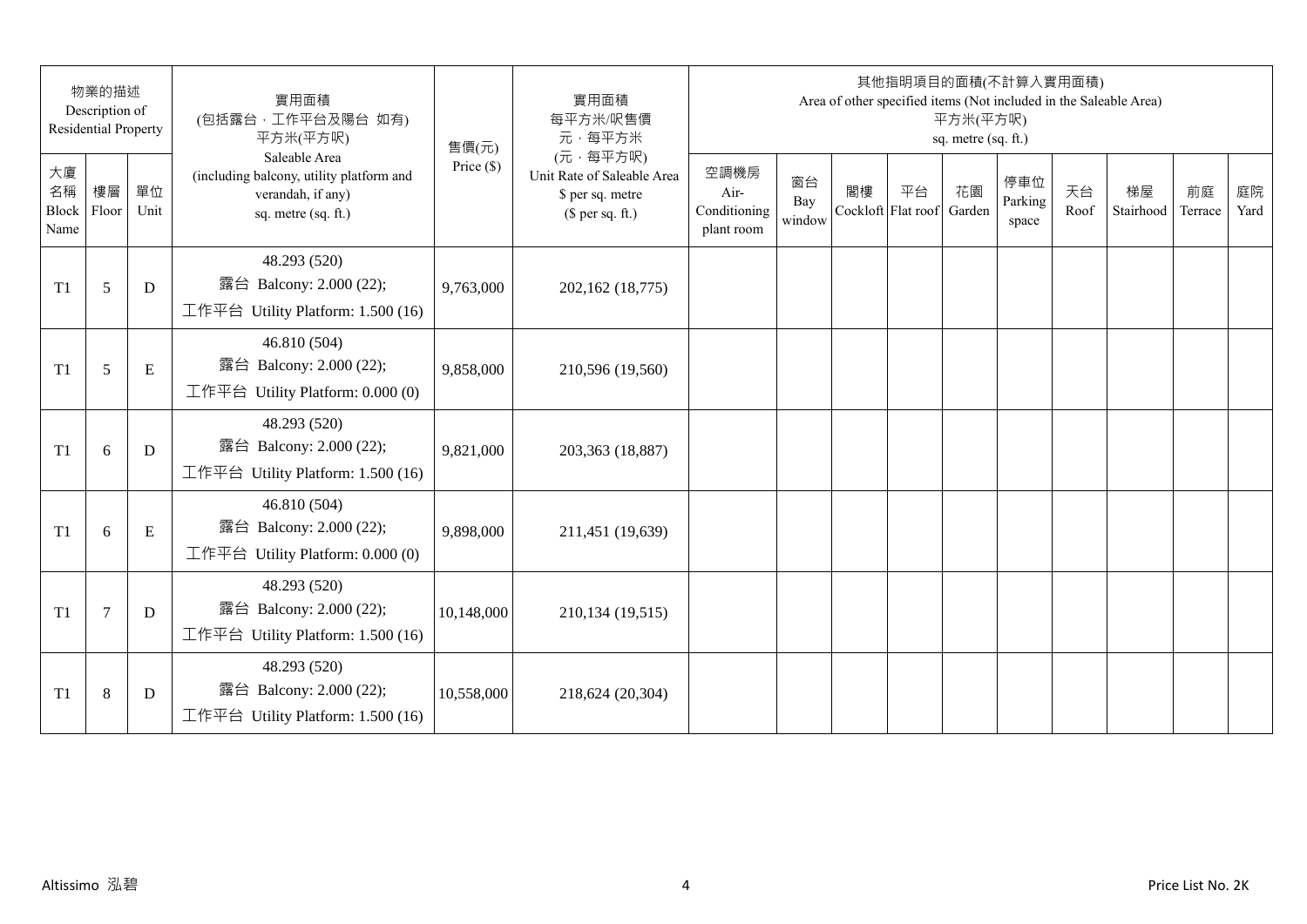| 物業的描述 Description of Residential Property | | | 實用面積 (包括露台，工作平台及陽台 如有) 平方米(平方呎) | 售價(元) | 實用面積 每平方米/呎售價 元，每平方米 | 其他指明項目的面積(不計算入實用面積) Area of other specified items (Not included in the Saleable Area) 平方米(平方呎) sq. metre (sq. ft.) | | | | | | | | | |
|---|---|---|---|---|---|---|---|---|---|---|---|---|---|---|---|
| 大廈名稱 Block Name | 樓層 Floor | 單位 Unit | Saleable Area (including balcony, utility platform and verandah, if any) sq. metre (sq. ft.) | Price ($) | (元，每平方呎) Unit Rate of Saleable Area $ per sq. metre ($ per sq. ft.) | 空調機房 Air-Conditioning plant room | 窗台 Bay window | 閣樓 Cockloft | 平台 Flat roof | 花園 Garden | 停車位 Parking space | 天台 Roof | 梯屋 Stairhood | 前庭 Terrace | 庭院 Yard |
| T1 | 5 | D | 48.293 (520) 露台 Balcony: 2.000 (22); 工作平台 Utility Platform: 1.500 (16) | 9,763,000 | 202,162 (18,775) | | | | | | | | | | |
| T1 | 5 | E | 46.810 (504) 露台 Balcony: 2.000 (22); 工作平台 Utility Platform: 0.000 (0) | 9,858,000 | 210,596 (19,560) | | | | | | | | | | |
| T1 | 6 | D | 48.293 (520) 露台 Balcony: 2.000 (22); 工作平台 Utility Platform: 1.500 (16) | 9,821,000 | 203,363 (18,887) | | | | | | | | | | |
| T1 | 6 | E | 46.810 (504) 露台 Balcony: 2.000 (22); 工作平台 Utility Platform: 0.000 (0) | 9,898,000 | 211,451 (19,639) | | | | | | | | | | |
| T1 | 7 | D | 48.293 (520) 露台 Balcony: 2.000 (22); 工作平台 Utility Platform: 1.500 (16) | 10,148,000 | 210,134 (19,515) | | | | | | | | | | |
| T1 | 8 | D | 48.293 (520) 露台 Balcony: 2.000 (22); 工作平台 Utility Platform: 1.500 (16) | 10,558,000 | 218,624 (20,304) | | | | | | | | | | |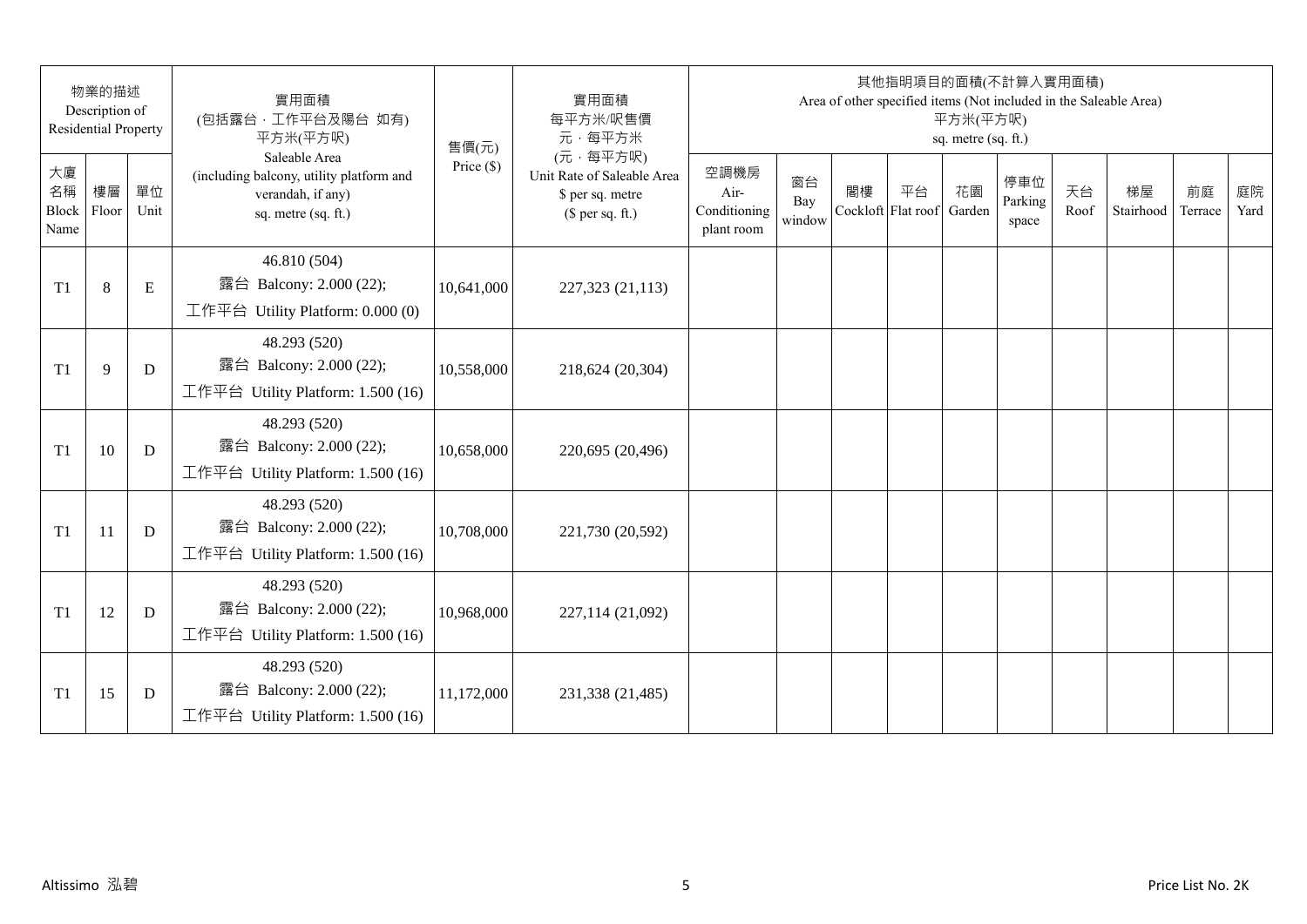| 物業的描述 Description of Residential Property | | | 實用面積 (包括露台，工作平台及陽台 如有) 平方米(平方呎) Saleable Area (including balcony, utility platform and verandah, if any) sq. metre (sq. ft.) | 售價(元) Price ($) | 實用面積 每平方米/呎售價 元，每平方米 (元，每平方呎) Unit Rate of Saleable Area $ per sq. metre ($ per sq. ft.) | 其他指明項目的面積(不計算入實用面積) Area of other specified items (Not included in the Saleable Area) 平方米(平方呎) sq. metre (sq. ft.) | | | | | | | | | |
|---|---|---|---|---|---|---|---|---|---|---|---|---|---|---|---|
| 大廈名稱 Block Name | 樓層 Floor | 單位 Unit | | | | 空調機房 Air-Conditioning plant room | 窗台 Bay window | 閣樓 Cockloft | 平台 Flat roof | 花園 Garden | 停車位 Parking space | 天台 Roof | 梯屋 Stairhood | 前庭 Terrace | 庭院 Yard |
| T1 | 8 | E | 46.810 (504) 露台 Balcony: 2.000 (22); 工作平台 Utility Platform: 0.000 (0) | 10,641,000 | 227,323 (21,113) | | | | | | | | | | |
| T1 | 9 | D | 48.293 (520) 露台 Balcony: 2.000 (22); 工作平台 Utility Platform: 1.500 (16) | 10,558,000 | 218,624 (20,304) | | | | | | | | | | |
| T1 | 10 | D | 48.293 (520) 露台 Balcony: 2.000 (22); 工作平台 Utility Platform: 1.500 (16) | 10,658,000 | 220,695 (20,496) | | | | | | | | | | |
| T1 | 11 | D | 48.293 (520) 露台 Balcony: 2.000 (22); 工作平台 Utility Platform: 1.500 (16) | 10,708,000 | 221,730 (20,592) | | | | | | | | | | |
| T1 | 12 | D | 48.293 (520) 露台 Balcony: 2.000 (22); 工作平台 Utility Platform: 1.500 (16) | 10,968,000 | 227,114 (21,092) | | | | | | | | | | |
| T1 | 15 | D | 48.293 (520) 露台 Balcony: 2.000 (22); 工作平台 Utility Platform: 1.500 (16) | 11,172,000 | 231,338 (21,485) | | | | | | | | | | |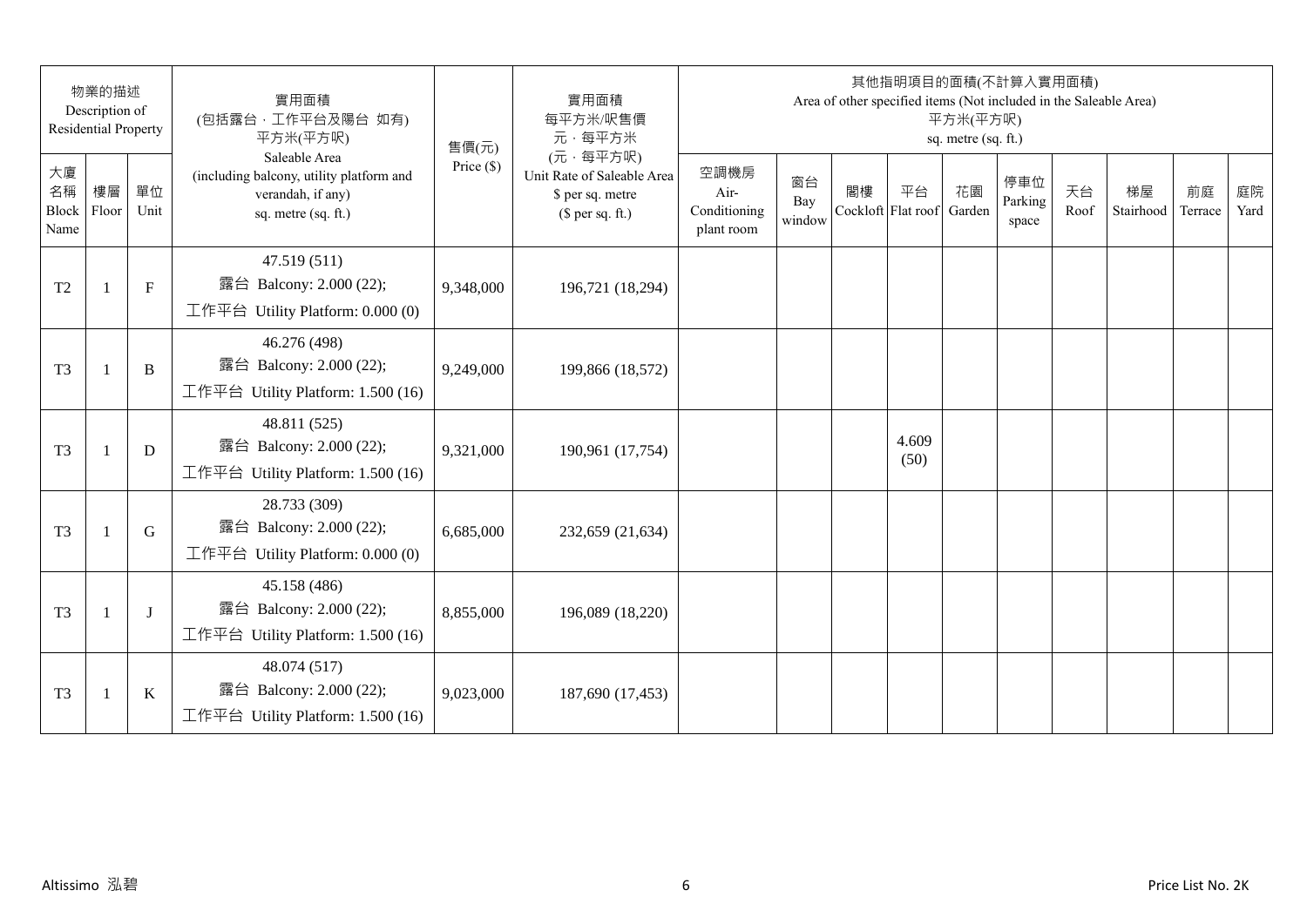| 物業的描述 Description of Residential Property | | | 實用面積 (包括露台．工作平台及陽台 如有) 平方米(平方呎) Saleable Area (including balcony, utility platform and verandah, if any) sq. metre (sq. ft.) | 售價(元) Price ($) | 實用面積 每平方米/呎售價 元．每平方米 (元．每平方呎) Unit Rate of Saleable Area $ per sq. metre ($ per sq. ft.) | 其他指明項目的面積(不計算入實用面積) Area of other specified items (Not included in the Saleable Area) 平方米(平方呎) sq. metre (sq. ft.) | | | | | | | | | |
|---|---|---|---|---|---|---|---|---|---|---|---|---|---|---|---|
| 大廈名稱 Block Name | 樓層 Floor | 單位 Unit | | | | 空調機房 Air-Conditioning plant room | 窗台 Bay window | 閣樓 Cockloft | 平台 Flat roof | 花園 Garden | 停車位 Parking space | 天台 Roof | 梯屋 Stairhood | 前庭 Terrace | 庭院 Yard |
| T2 | 1 | F | 47.519 (511) 露台 Balcony: 2.000 (22); 工作平台 Utility Platform: 0.000 (0) | 9,348,000 | 196,721 (18,294) | | | | | | | | | | |
| T3 | 1 | B | 46.276 (498) 露台 Balcony: 2.000 (22); 工作平台 Utility Platform: 1.500 (16) | 9,249,000 | 199,866 (18,572) | | | | | | | | | | |
| T3 | 1 | D | 48.811 (525) 露台 Balcony: 2.000 (22); 工作平台 Utility Platform: 1.500 (16) | 9,321,000 | 190,961 (17,754) | | | | 4.609 (50) | | | | | | |
| T3 | 1 | G | 28.733 (309) 露台 Balcony: 2.000 (22); 工作平台 Utility Platform: 0.000 (0) | 6,685,000 | 232,659 (21,634) | | | | | | | | | | |
| T3 | 1 | J | 45.158 (486) 露台 Balcony: 2.000 (22); 工作平台 Utility Platform: 1.500 (16) | 8,855,000 | 196,089 (18,220) | | | | | | | | | | |
| T3 | 1 | K | 48.074 (517) 露台 Balcony: 2.000 (22); 工作平台 Utility Platform: 1.500 (16) | 9,023,000 | 187,690 (17,453) | | | | | | | | | | |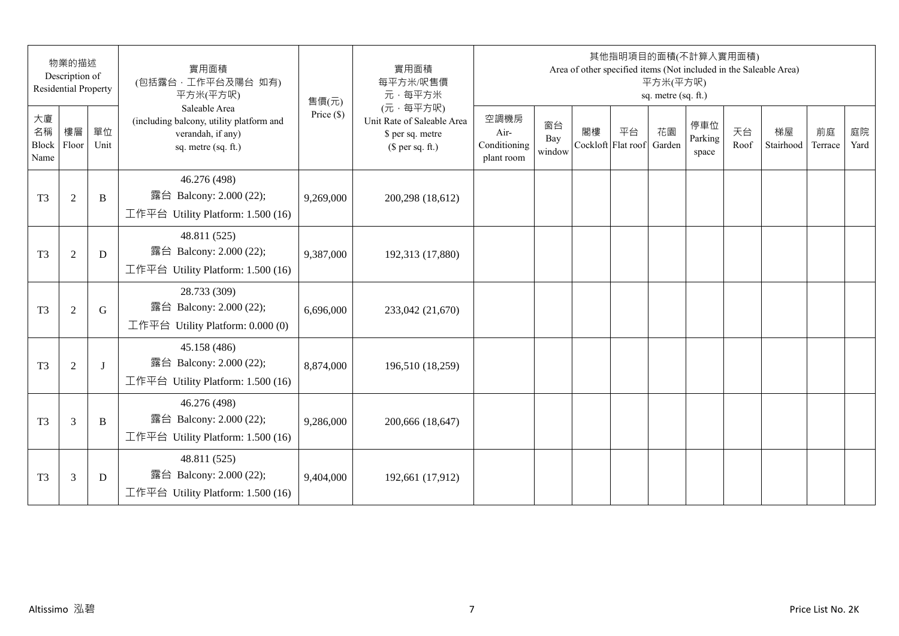| 物業的描述 Description of Residential Property | | | 實用面積 (包括露台，工作平台及陽台 如有) 平方米(平方呎) Saleable Area (including balcony, utility platform and verandah, if any) sq. metre (sq. ft.) | 售價(元) Price ($) | 實用面積 每平方米/呎售價 元，每平方米 (元，每平方呎) Unit Rate of Saleable Area $ per sq. metre ($ per sq. ft.) | 其他指明項目的面積(不計算入實用面積) Area of other specified items (Not included in the Saleable Area) 平方米(平方呎) sq. metre (sq. ft.) | | | | | | | | | |
|---|---|---|---|---|---|---|---|---|---|---|---|---|---|---|---|
| 大廈名稱 Block Name | 樓層 Floor | 單位 Unit | | | | 空調機房 Air-Conditioning plant room | 窗台 Bay window | 閣樓 Cockloft | 平台 Flat roof | 花園 Garden | 停車位 Parking space | 天台 Roof | 梯屋 Stairhood | 前庭 Terrace | 庭院 Yard |
| T3 | 2 | B | 46.276 (498) 露台 Balcony: 2.000 (22); 工作平台 Utility Platform: 1.500 (16) | 9,269,000 | 200,298 (18,612) | | | | | | | | | | |
| T3 | 2 | D | 48.811 (525) 露台 Balcony: 2.000 (22); 工作平台 Utility Platform: 1.500 (16) | 9,387,000 | 192,313 (17,880) | | | | | | | | | | |
| T3 | 2 | G | 28.733 (309) 露台 Balcony: 2.000 (22); 工作平台 Utility Platform: 0.000 (0) | 6,696,000 | 233,042 (21,670) | | | | | | | | | | |
| T3 | 2 | J | 45.158 (486) 露台 Balcony: 2.000 (22); 工作平台 Utility Platform: 1.500 (16) | 8,874,000 | 196,510 (18,259) | | | | | | | | | | |
| T3 | 3 | B | 46.276 (498) 露台 Balcony: 2.000 (22); 工作平台 Utility Platform: 1.500 (16) | 9,286,000 | 200,666 (18,647) | | | | | | | | | | |
| T3 | 3 | D | 48.811 (525) 露台 Balcony: 2.000 (22); 工作平台 Utility Platform: 1.500 (16) | 9,404,000 | 192,661 (17,912) | | | | | | | | | | |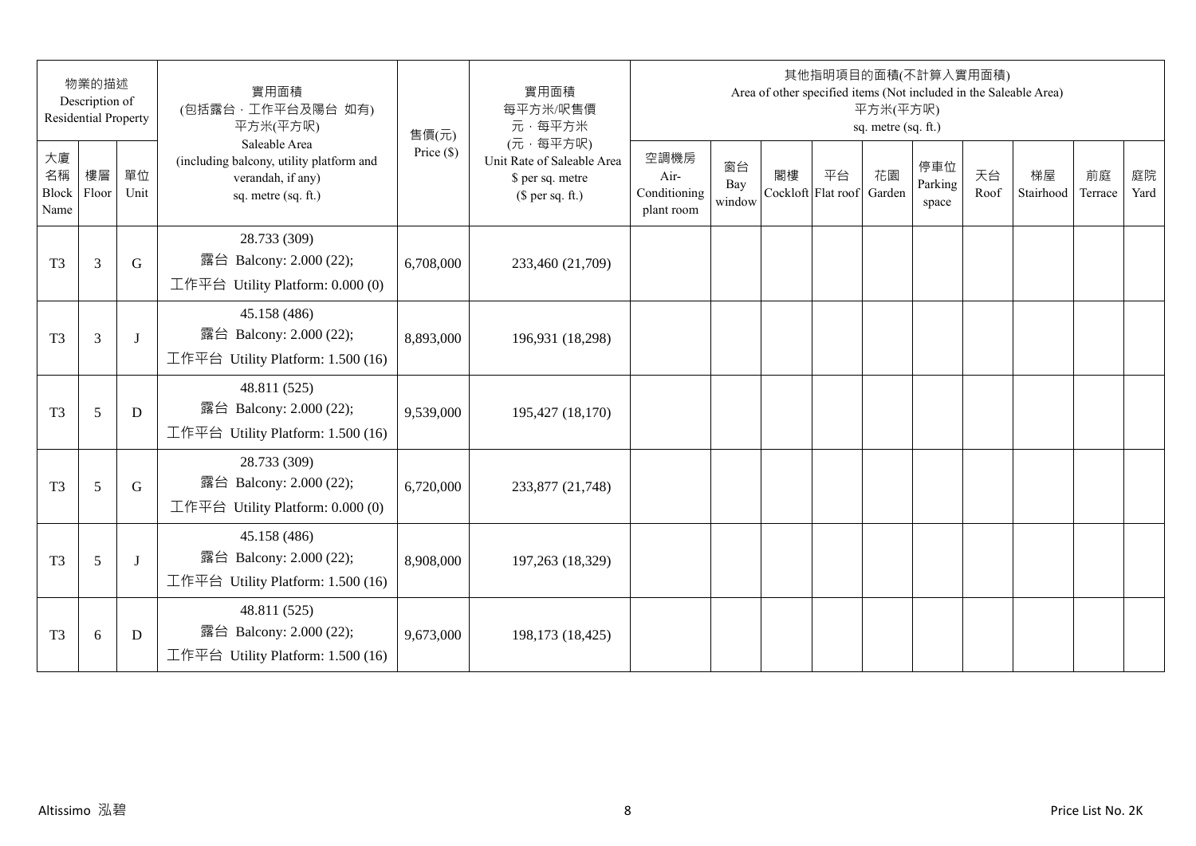| 物業的描述 Description of Residential Property | | | 實用面積 (包括露台，工作平台及陽台 如有) 平方米(平方呎) Saleable Area (including balcony, utility platform and verandah, if any) sq. metre (sq. ft.) | 售價(元) Price ($) | 實用面積 每平方米/呎售價 元，每平方米 (元，每平方呎) Unit Rate of Saleable Area $ per sq. metre ($ per sq. ft.) | 其他指明項目的面積(不計算入實用面積) Area of other specified items (Not included in the Saleable Area) 平方米(平方呎) sq. metre (sq. ft.) | | | | | | | | | |
|---|---|---|---|---|---|---|---|---|---|---|---|---|---|---|---|
| 大廈名稱 Block Name | 樓層 Floor | 單位 Unit | | | | 空調機房 Air-Conditioning plant room | 窗台 Bay window | 閣樓 Cockloft | 平台 Flat roof | 花園 Garden | 停車位 Parking space | 天台 Roof | 梯屋 Stairhood | 前庭 Terrace | 庭院 Yard |
| T3 | 3 | G | 28.733 (309) 露台 Balcony: 2.000 (22); 工作平台 Utility Platform: 0.000 (0) | 6,708,000 | 233,460 (21,709) | | | | | | | | | | |
| T3 | 3 | J | 45.158 (486) 露台 Balcony: 2.000 (22); 工作平台 Utility Platform: 1.500 (16) | 8,893,000 | 196,931 (18,298) | | | | | | | | | | |
| T3 | 5 | D | 48.811 (525) 露台 Balcony: 2.000 (22); 工作平台 Utility Platform: 1.500 (16) | 9,539,000 | 195,427 (18,170) | | | | | | | | | | |
| T3 | 5 | G | 28.733 (309) 露台 Balcony: 2.000 (22); 工作平台 Utility Platform: 0.000 (0) | 6,720,000 | 233,877 (21,748) | | | | | | | | | | |
| T3 | 5 | J | 45.158 (486) 露台 Balcony: 2.000 (22); 工作平台 Utility Platform: 1.500 (16) | 8,908,000 | 197,263 (18,329) | | | | | | | | | | |
| T3 | 6 | D | 48.811 (525) 露台 Balcony: 2.000 (22); 工作平台 Utility Platform: 1.500 (16) | 9,673,000 | 198,173 (18,425) | | | | | | | | | | |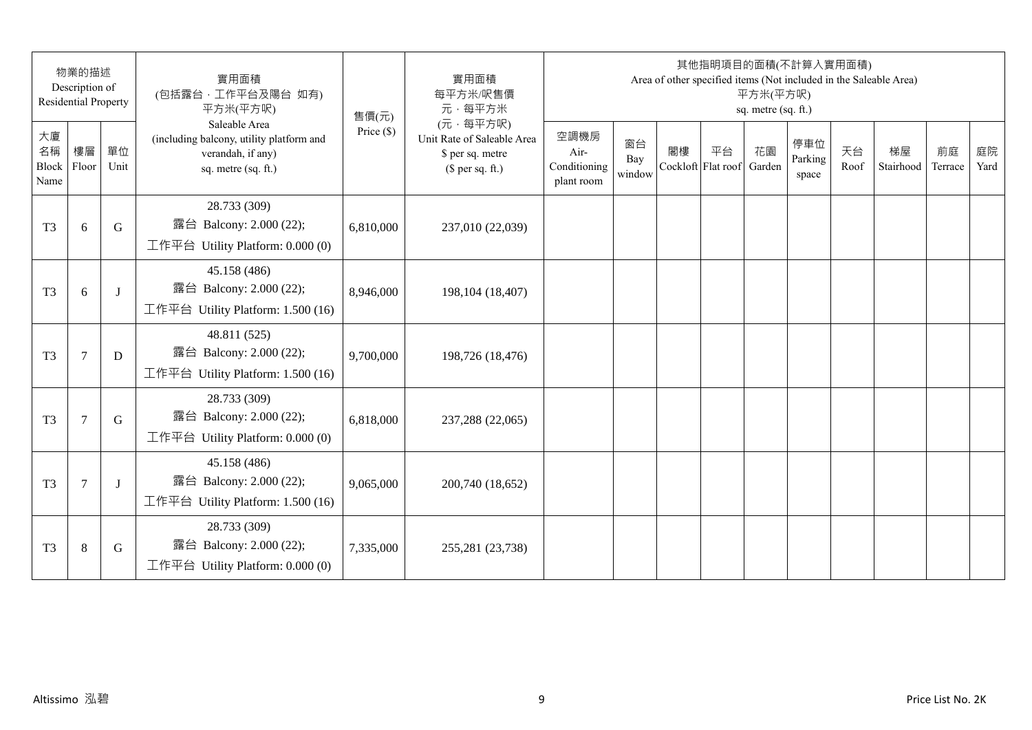| 物業的描述 Description of Residential Property | | | 實用面積 (包括露台，工作平台及陽台 如有) 平方米(平方呎) Saleable Area (including balcony, utility platform and verandah, if any) sq. metre (sq. ft.) | 售價(元) Price ($) | 實用面積 每平方米/呎售價 元，每平方米 (元，每平方呎) Unit Rate of Saleable Area $ per sq. metre ($ per sq. ft.) | 其他指明項目的面積(不計算入實用面積) Area of other specified items (Not included in the Saleable Area) 平方米(平方呎) sq. metre (sq. ft.) | | | | | | | | | |
|---|---|---|---|---|---|---|---|---|---|---|---|---|---|---|---|
| 大廈名稱 Block Name | 樓層 Floor | 單位 Unit | | | | 空調機房 Air-Conditioning plant room | 窗台 Bay window | 閣樓 Cockloft | 平台 Flat roof | 花園 Garden | 停車位 Parking space | 天台 Roof | 梯屋 Stairhood | 前庭 Terrace | 庭院 Yard |
| T3 | 6 | G | 28.733 (309) 露台 Balcony: 2.000 (22); 工作平台 Utility Platform: 0.000 (0) | 6,810,000 | 237,010 (22,039) | | | | | | | | | | |
| T3 | 6 | J | 45.158 (486) 露台 Balcony: 2.000 (22); 工作平台 Utility Platform: 1.500 (16) | 8,946,000 | 198,104 (18,407) | | | | | | | | | | |
| T3 | 7 | D | 48.811 (525) 露台 Balcony: 2.000 (22); 工作平台 Utility Platform: 1.500 (16) | 9,700,000 | 198,726 (18,476) | | | | | | | | | | |
| T3 | 7 | G | 28.733 (309) 露台 Balcony: 2.000 (22); 工作平台 Utility Platform: 0.000 (0) | 6,818,000 | 237,288 (22,065) | | | | | | | | | | |
| T3 | 7 | J | 45.158 (486) 露台 Balcony: 2.000 (22); 工作平台 Utility Platform: 1.500 (16) | 9,065,000 | 200,740 (18,652) | | | | | | | | | | |
| T3 | 8 | G | 28.733 (309) 露台 Balcony: 2.000 (22); 工作平台 Utility Platform: 0.000 (0) | 7,335,000 | 255,281 (23,738) | | | | | | | | | | |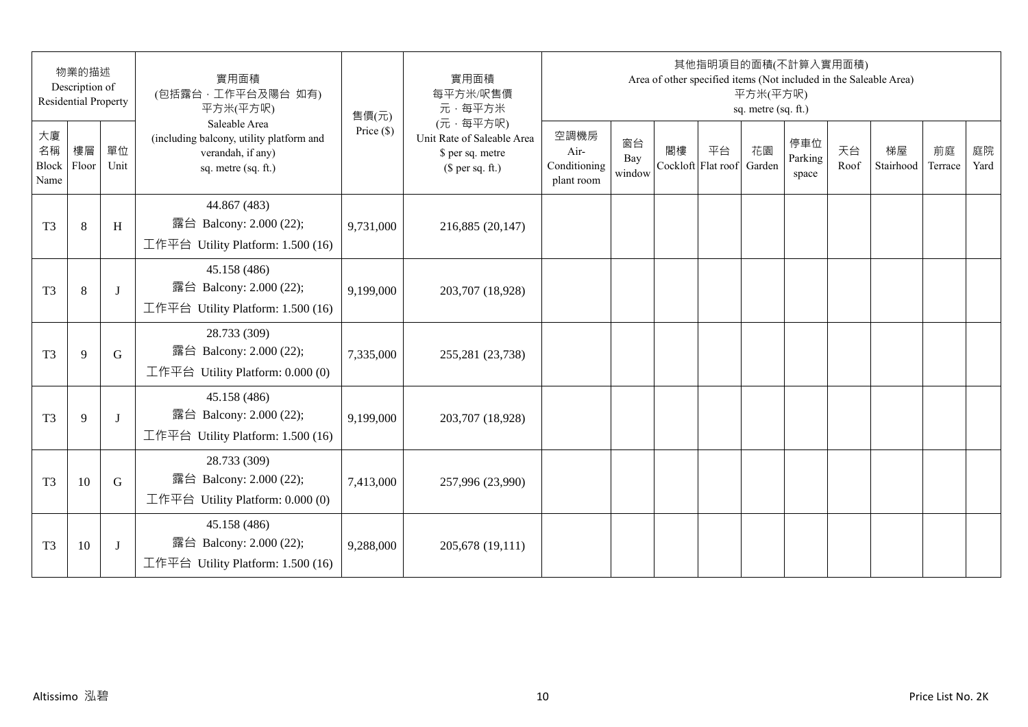| 物業的描述 Description of Residential Property | | | 實用面積 (包括露台，工作平台及陽台 如有) 平方米(平方呎) Saleable Area (including balcony, utility platform and verandah, if any) sq. metre (sq. ft.) | 售價(元) Price ($) | 實用面積 每平方米/呎售價 元，每平方米 (元，每平方呎) Unit Rate of Saleable Area $ per sq. metre ($ per sq. ft.) | 其他指明項目的面積(不計算入實用面積) Area of other specified items (Not included in the Saleable Area) 平方米(平方呎) sq. metre (sq. ft.) | | | | | | | | | |
|---|---|---|---|---|---|---|---|---|---|---|---|---|---|---|---|
| 大廈名稱 Block Name | 樓層 Floor | 單位 Unit | | | | 空調機房 Air-Conditioning plant room | 窗台 Bay window | 閣樓 Cockloft | 平台 Flat roof | 花園 Garden | 停車位 Parking space | 天台 Roof | 梯屋 Stairhood | 前庭 Terrace | 庭院 Yard |
| T3 | 8 | H | 44.867 (483) 露台 Balcony: 2.000 (22); 工作平台 Utility Platform: 1.500 (16) | 9,731,000 | 216,885 (20,147) | | | | | | | | | | |
| T3 | 8 | J | 45.158 (486) 露台 Balcony: 2.000 (22); 工作平台 Utility Platform: 1.500 (16) | 9,199,000 | 203,707 (18,928) | | | | | | | | | | |
| T3 | 9 | G | 28.733 (309) 露台 Balcony: 2.000 (22); 工作平台 Utility Platform: 0.000 (0) | 7,335,000 | 255,281 (23,738) | | | | | | | | | | |
| T3 | 9 | J | 45.158 (486) 露台 Balcony: 2.000 (22); 工作平台 Utility Platform: 1.500 (16) | 9,199,000 | 203,707 (18,928) | | | | | | | | | | |
| T3 | 10 | G | 28.733 (309) 露台 Balcony: 2.000 (22); 工作平台 Utility Platform: 0.000 (0) | 7,413,000 | 257,996 (23,990) | | | | | | | | | | |
| T3 | 10 | J | 45.158 (486) 露台 Balcony: 2.000 (22); 工作平台 Utility Platform: 1.500 (16) | 9,288,000 | 205,678 (19,111) | | | | | | | | | | |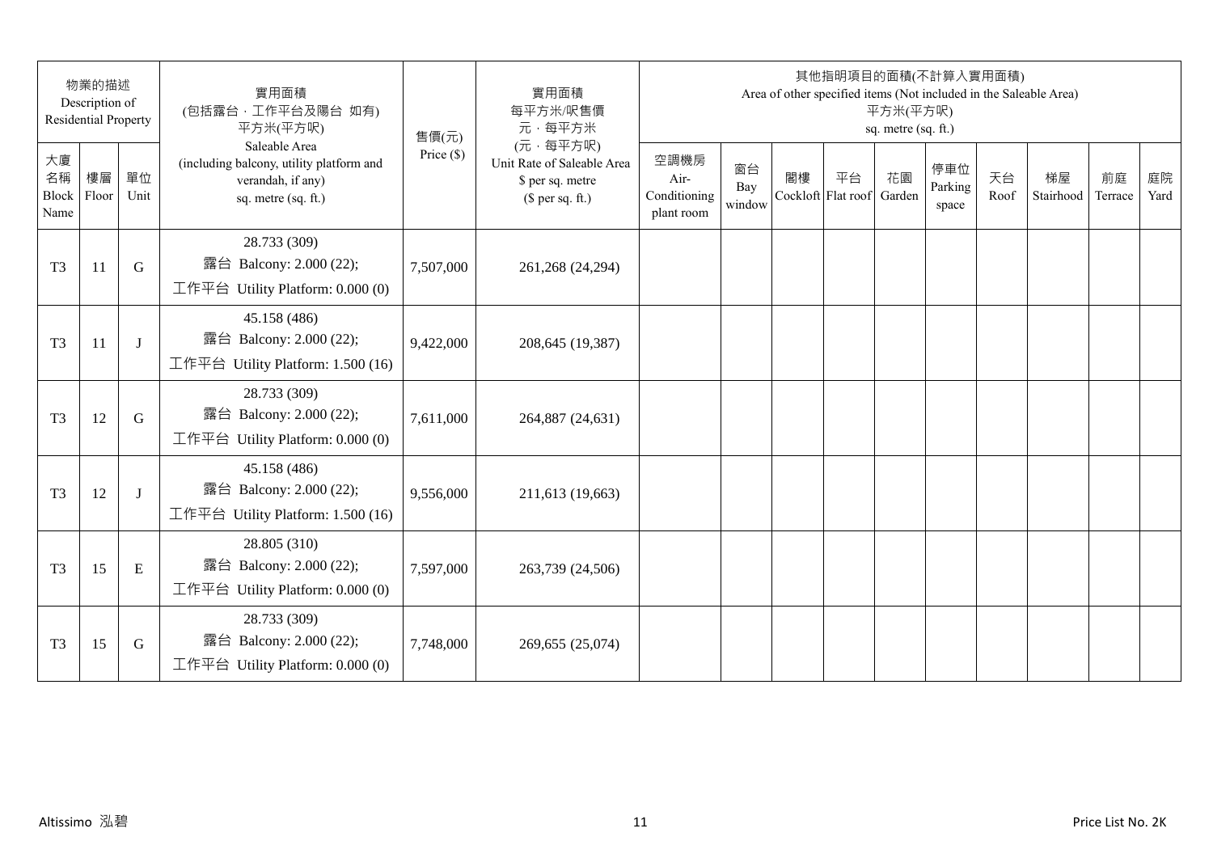| 物業的描述 Description of Residential Property | | | 實用面積 (包括露台．工作平台及陽台 如有) 平方米(平方呎) Saleable Area (including balcony, utility platform and verandah, if any) sq. metre (sq. ft.) | 售價(元) Price ($) | 實用面積 每平方米/呎售價 元．每平方米 (元．每平方呎) Unit Rate of Saleable Area $ per sq. metre ($ per sq. ft.) | 其他指明項目的面積(不計算入實用面積) Area of other specified items (Not included in the Saleable Area) 平方米(平方呎) sq. metre (sq. ft.) | | | | | | | | | |
|---|---|---|---|---|---|---|---|---|---|---|---|---|---|---|---|
| 大廈名稱 Block Name | 樓層 Floor | 單位 Unit | | | | 空調機房 Air-Conditioning plant room | 窗台 Bay window | 閣樓 Cockloft | 平台 Flat roof | 花園 Garden | 停車位 Parking space | 天台 Roof | 梯屋 Stairhood | 前庭 Terrace | 庭院 Yard |
| T3 | 11 | G | 28.733 (309) 露台 Balcony: 2.000 (22); 工作平台 Utility Platform: 0.000 (0) | 7,507,000 | 261,268 (24,294) | | | | | | | | | | |
| T3 | 11 | J | 45.158 (486) 露台 Balcony: 2.000 (22); 工作平台 Utility Platform: 1.500 (16) | 9,422,000 | 208,645 (19,387) | | | | | | | | | | |
| T3 | 12 | G | 28.733 (309) 露台 Balcony: 2.000 (22); 工作平台 Utility Platform: 0.000 (0) | 7,611,000 | 264,887 (24,631) | | | | | | | | | | |
| T3 | 12 | J | 45.158 (486) 露台 Balcony: 2.000 (22); 工作平台 Utility Platform: 1.500 (16) | 9,556,000 | 211,613 (19,663) | | | | | | | | | | |
| T3 | 15 | E | 28.805 (310) 露台 Balcony: 2.000 (22); 工作平台 Utility Platform: 0.000 (0) | 7,597,000 | 263,739 (24,506) | | | | | | | | | | |
| T3 | 15 | G | 28.733 (309) 露台 Balcony: 2.000 (22); 工作平台 Utility Platform: 0.000 (0) | 7,748,000 | 269,655 (25,074) | | | | | | | | | | |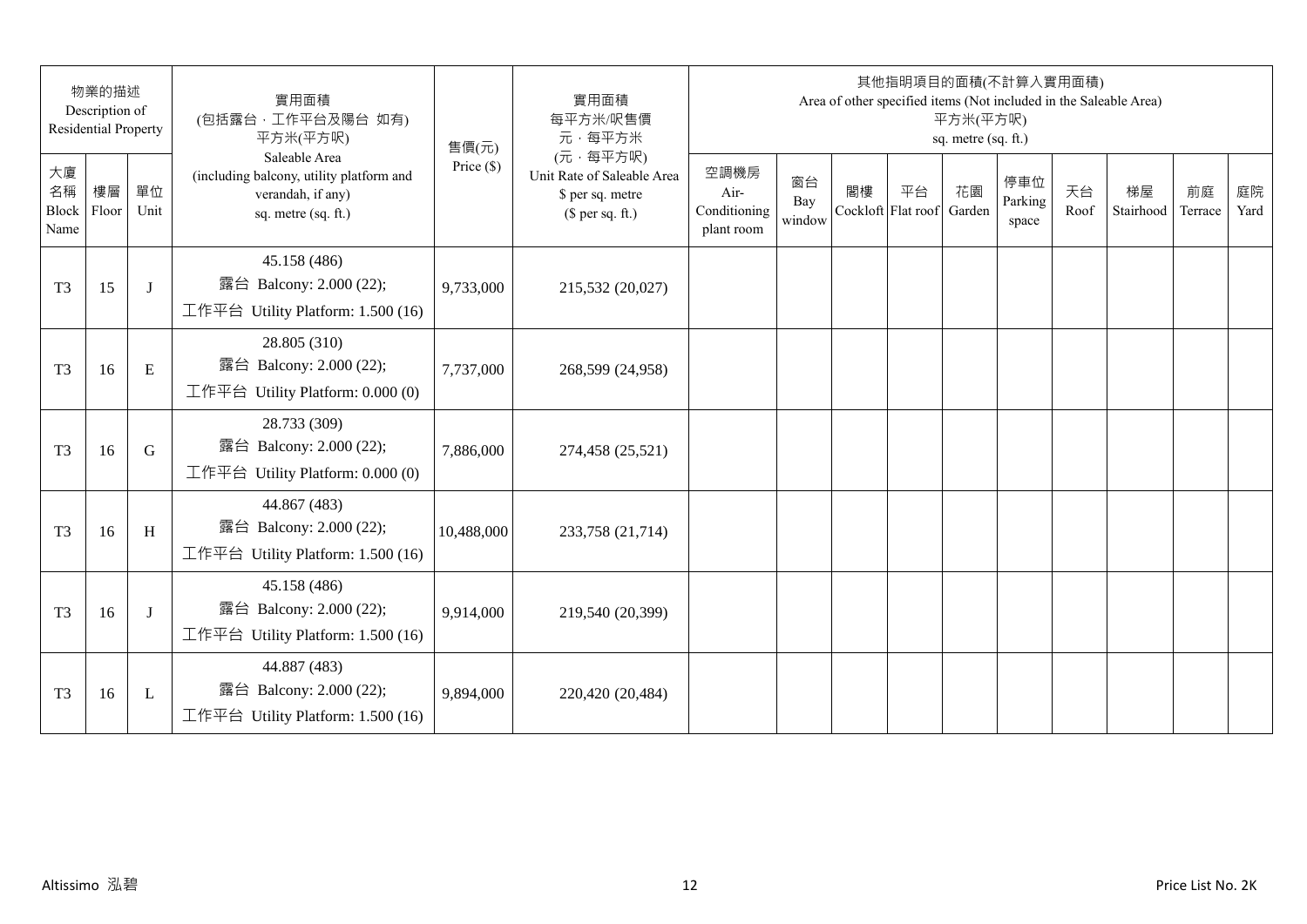| 物業的描述 Description of Residential Property | | | 實用面積 (包括露台，工作平台及陽台 如有) 平方米(平方呎) Saleable Area (including balcony, utility platform and verandah, if any) sq. metre (sq. ft.) | 售價(元) Price ($) | 實用面積 每平方米/呎售價 元，每平方米 (元，每平方呎) Unit Rate of Saleable Area $ per sq. metre ($ per sq. ft.) | 其他指明項目的面積(不計算入實用面積) Area of other specified items (Not included in the Saleable Area) 平方米(平方呎) sq. metre (sq. ft.) | | | | | | | | | |
|---|---|---|---|---|---|---|---|---|---|---|---|---|---|---|---|
| 大廈名稱 Block Name | 樓層 Floor | 單位 Unit | | | | 空調機房 Air-Conditioning plant room | 窗台 Bay window | 閣樓 Cockloft | 平台 Flat roof | 花園 Garden | 停車位 Parking space | 天台 Roof | 梯屋 Stairhood | 前庭 Terrace | 庭院 Yard |
| T3 | 15 | J | 45.158 (486) 露台 Balcony: 2.000 (22); 工作平台 Utility Platform: 1.500 (16) | 9,733,000 | 215,532 (20,027) | | | | | | | | | | |
| T3 | 16 | E | 28.805 (310) 露台 Balcony: 2.000 (22); 工作平台 Utility Platform: 0.000 (0) | 7,737,000 | 268,599 (24,958) | | | | | | | | | | |
| T3 | 16 | G | 28.733 (309) 露台 Balcony: 2.000 (22); 工作平台 Utility Platform: 0.000 (0) | 7,886,000 | 274,458 (25,521) | | | | | | | | | | |
| T3 | 16 | H | 44.867 (483) 露台 Balcony: 2.000 (22); 工作平台 Utility Platform: 1.500 (16) | 10,488,000 | 233,758 (21,714) | | | | | | | | | | |
| T3 | 16 | J | 45.158 (486) 露台 Balcony: 2.000 (22); 工作平台 Utility Platform: 1.500 (16) | 9,914,000 | 219,540 (20,399) | | | | | | | | | | |
| T3 | 16 | L | 44.887 (483) 露台 Balcony: 2.000 (22); 工作平台 Utility Platform: 1.500 (16) | 9,894,000 | 220,420 (20,484) | | | | | | | | | | |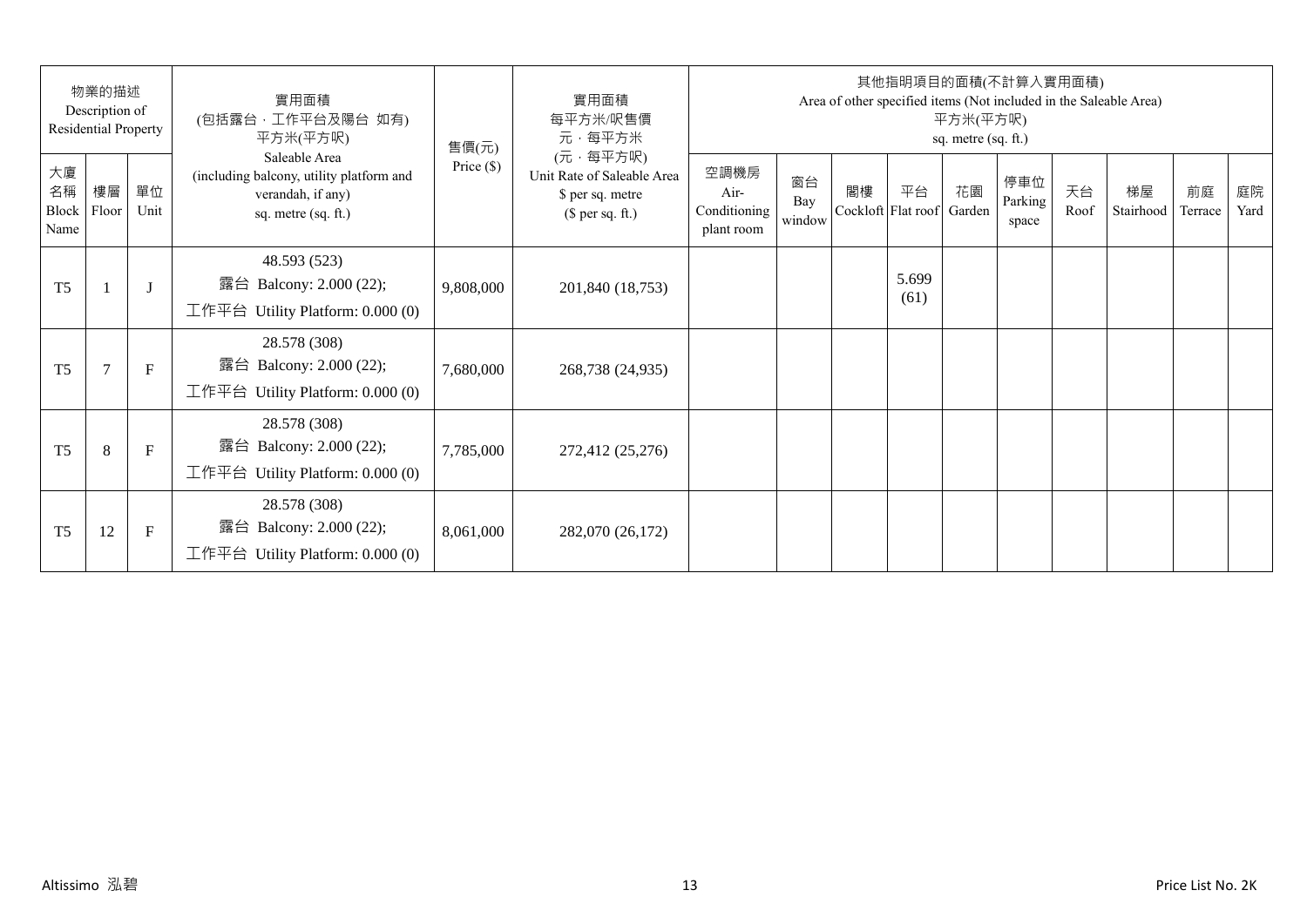| 物業的描述 Description of Residential Property | | | 實用面積 (包括露台．工作平台及陽台 如有) 平方米(平方呎) Saleable Area (including balcony, utility platform and verandah, if any) sq. metre (sq. ft.) | 售價(元) Price ($) | 實用面積 每平方米/呎售價 元．每平方米 (元．每平方呎) Unit Rate of Saleable Area $ per sq. metre ($ per sq. ft.) | 其他指明項目的面積(不計算入實用面積) Area of other specified items (Not included in the Saleable Area) 平方米(平方呎) sq. metre (sq. ft.) | | | | | | | | | |
|---|---|---|---|---|---|---|---|---|---|---|---|---|---|---|---|
| 大廈名稱 Block Name | 樓層 Floor | 單位 Unit | | | | 空調機房 Air-Conditioning plant room | 窗台 Bay window | 閣樓 Cockloft | 平台 Flat roof | 花園 Garden | 停車位 Parking space | 天台 Roof | 梯屋 Stairhood | 前庭 Terrace | 庭院 Yard |
| T5 | 1 | J | 48.593 (523) 露台 Balcony: 2.000 (22); 工作平台 Utility Platform: 0.000 (0) | 9,808,000 | 201,840 (18,753) | | | | 5.699 (61) | | | | | | |
| T5 | 7 | F | 28.578 (308) 露台 Balcony: 2.000 (22); 工作平台 Utility Platform: 0.000 (0) | 7,680,000 | 268,738 (24,935) | | | | | | | | | | |
| T5 | 8 | F | 28.578 (308) 露台 Balcony: 2.000 (22); 工作平台 Utility Platform: 0.000 (0) | 7,785,000 | 272,412 (25,276) | | | | | | | | | | |
| T5 | 12 | F | 28.578 (308) 露台 Balcony: 2.000 (22); 工作平台 Utility Platform: 0.000 (0) | 8,061,000 | 282,070 (26,172) | | | | | | | | | | |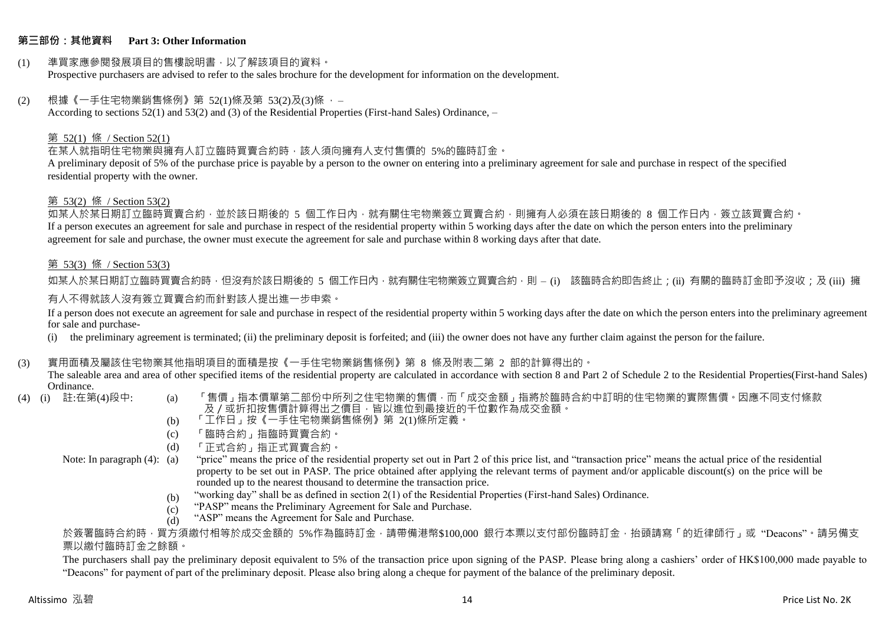## 第三部份：其他資料　Part 3: Other Information

(1) 準買家應參閱發展項目的售樓說明書，以了解該項目的資料。
Prospective purchasers are advised to refer to the sales brochure for the development for information on the development.

(2) 根據《一手住宅物業銷售條例》第 52(1)條及第 53(2)及(3)條 ，–
According to sections 52(1) and 53(2) and (3) of the Residential Properties (First-hand Sales) Ordinance, –

第 52(1) 條 / Section 52(1)

在某人就指明住宅物業與擁有人訂立臨時買賣合約時，該人須向擁有人支付售價的 5%的臨時訂金。
A preliminary deposit of 5% of the purchase price is payable by a person to the owner on entering into a preliminary agreement for sale and purchase in respect of the specified residential property with the owner.

第 53(2) 條 / Section 53(2)

如某人於某日期訂立臨時買賣合約，並於該日期後的 5 個工作日內，就有關住宅物業簽立買賣合約，則擁有人必須在該日期後的 8 個工作日內，簽立該買賣合約。
If a person executes an agreement for sale and purchase in respect of the residential property within 5 working days after the date on which the person enters into the preliminary agreement for sale and purchase, the owner must execute the agreement for sale and purchase within 8 working days after that date.

第 53(3) 條 / Section 53(3)

如某人於某日期訂立臨時買賣合約時，但沒有於該日期後的 5 個工作日內，就有關住宅物業簽立買賣合約，則 – (i) 該臨時合約即告終止；(ii) 有關的臨時訂金即予沒收；及 (iii) 擁有人不得就該人沒有簽立買賣合約而針對該人提出進一步申索。

If a person does not execute an agreement for sale and purchase in respect of the residential property within 5 working days after the date on which the person enters into the preliminary agreement for sale and purchase-

(i) the preliminary agreement is terminated; (ii) the preliminary deposit is forfeited; and (iii) the owner does not have any further claim against the person for the failure.

(3) 實用面積及屬該住宅物業其他指明項目的面積是按《一手住宅物業銷售條例》第 8 條及附表二第 2 部的計算得出的。
The saleable area and area of other specified items of the residential property are calculated in accordance with section 8 and Part 2 of Schedule 2 to the Residential Properties(First-hand Sales) Ordinance.

(4) (i) 註:在第(4)段中:
- (a) 「售價」指本價單第二部份中所列之住宅物業的售價，而「成交金額」指將於臨時合約中訂明的住宅物業的實際售價。因應不同支付條款及／或折扣按售價計算得出之價目，皆以進位到最接近的千位數作為成交金額。
- (b) 「工作日」按《一手住宅物業銷售條例》第 2(1)條所定義。
- (c) 「臨時合約」指臨時買賣合約。
- (d) 「正式合約」指正式買賣合約。

Note: In paragraph (4):
- (a) "price" means the price of the residential property set out in Part 2 of this price list, and "transaction price" means the actual price of the residential property to be set out in PASP. The price obtained after applying the relevant terms of payment and/or applicable discount(s) on the price will be rounded up to the nearest thousand to determine the transaction price.
- (b) "working day" shall be as defined in section 2(1) of the Residential Properties (First-hand Sales) Ordinance.
- (c) "PASP" means the Preliminary Agreement for Sale and Purchase.
- (d) "ASP" means the Agreement for Sale and Purchase.

於簽署臨時合約時，買方須繳付相等於成交金額的 5%作為臨時訂金，請帶備港幣$100,000 銀行本票以支付部份臨時訂金，抬頭請寫「的近律師行」或 "Deacons"。請另備支票以繳付臨時訂金之餘額。

The purchasers shall pay the preliminary deposit equivalent to 5% of the transaction price upon signing of the PASP. Please bring along a cashiers' order of HK$100,000 made payable to "Deacons" for payment of part of the preliminary deposit. Please also bring along a cheque for payment of the balance of the preliminary deposit.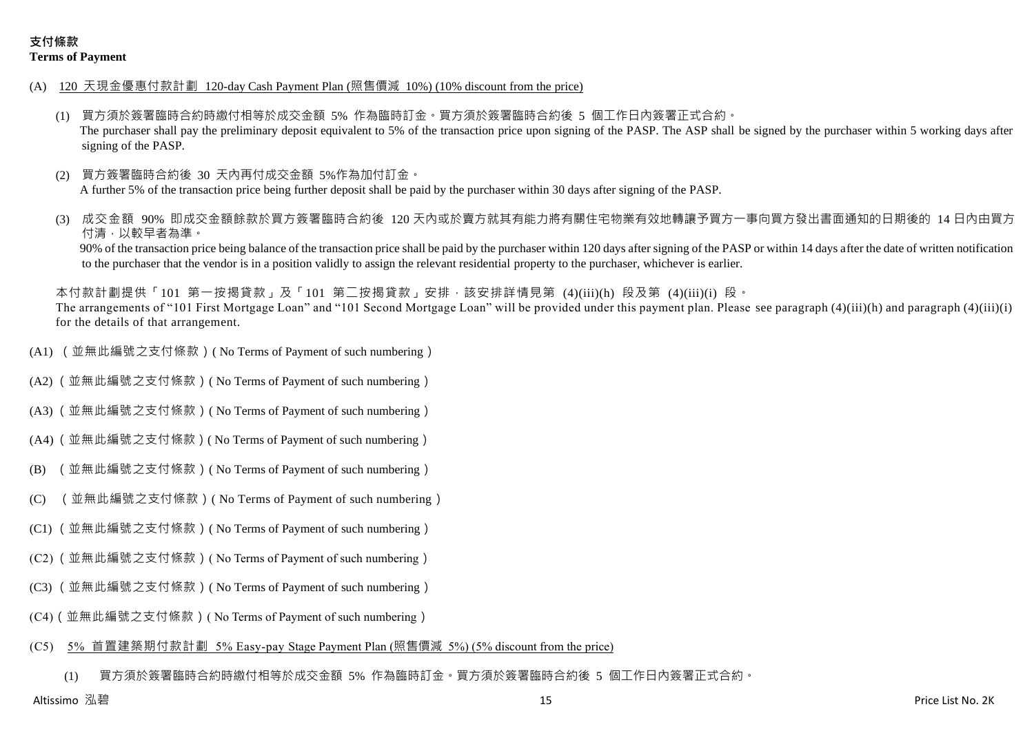**支付條款**
**Terms of Payment**

(A) 120 天現金優惠付款計劃 120-day Cash Payment Plan (照售價減 10%) (10% discount from the price)

(1) 買方須於簽署臨時合約時繳付相等於成交金額 5% 作為臨時訂金。買方須於簽署臨時合約後 5 個工作日內簽署正式合約。
The purchaser shall pay the preliminary deposit equivalent to 5% of the transaction price upon signing of the PASP. The ASP shall be signed by the purchaser within 5 working days after signing of the PASP.

(2) 買方簽署臨時合約後 30 天內再付成交金額 5%作為加付訂金。
A further 5% of the transaction price being further deposit shall be paid by the purchaser within 30 days after signing of the PASP.

(3) 成交金額 90% 即成交金額餘款於買方簽署臨時合約後 120 天內或於賣方就其有能力將有關住宅物業有效地轉讓予買方一事向買方發出書面通知的日期後的 14 日內由買方付清，以較早者為準。
90% of the transaction price being balance of the transaction price shall be paid by the purchaser within 120 days after signing of the PASP or within 14 days after the date of written notification to the purchaser that the vendor is in a position validly to assign the relevant residential property to the purchaser, whichever is earlier.

本付款計劃提供「101 第一按揭貸款」及「101 第二按揭貸款」安排，該安排詳情見第 (4)(iii)(h) 段及第 (4)(iii)(i) 段。
The arrangements of "101 First Mortgage Loan" and "101 Second Mortgage Loan" will be provided under this payment plan. Please see paragraph (4)(iii)(h) and paragraph (4)(iii)(i) for the details of that arrangement.

(A1) （並無此編號之支付條款）( No Terms of Payment of such numbering）

(A2)（並無此編號之支付條款）( No Terms of Payment of such numbering）

(A3)（並無此編號之支付條款）( No Terms of Payment of such numbering）

(A4)（並無此編號之支付條款）( No Terms of Payment of such numbering）

(B) （並無此編號之支付條款）( No Terms of Payment of such numbering）

(C) （並無此編號之支付條款）( No Terms of Payment of such numbering）

(C1)（並無此編號之支付條款）( No Terms of Payment of such numbering）

(C2)（並無此編號之支付條款）( No Terms of Payment of such numbering）

(C3)（並無此編號之支付條款）( No Terms of Payment of such numbering）

(C4)（並無此編號之支付條款）( No Terms of Payment of such numbering）

(C5) 5% 首置建築期付款計劃 5% Easy-pay Stage Payment Plan (照售價減 5%) (5% discount from the price)

(1) 買方須於簽署臨時合約時繳付相等於成交金額 5% 作為臨時訂金。買方須於簽署臨時合約後 5 個工作日內簽署正式合約。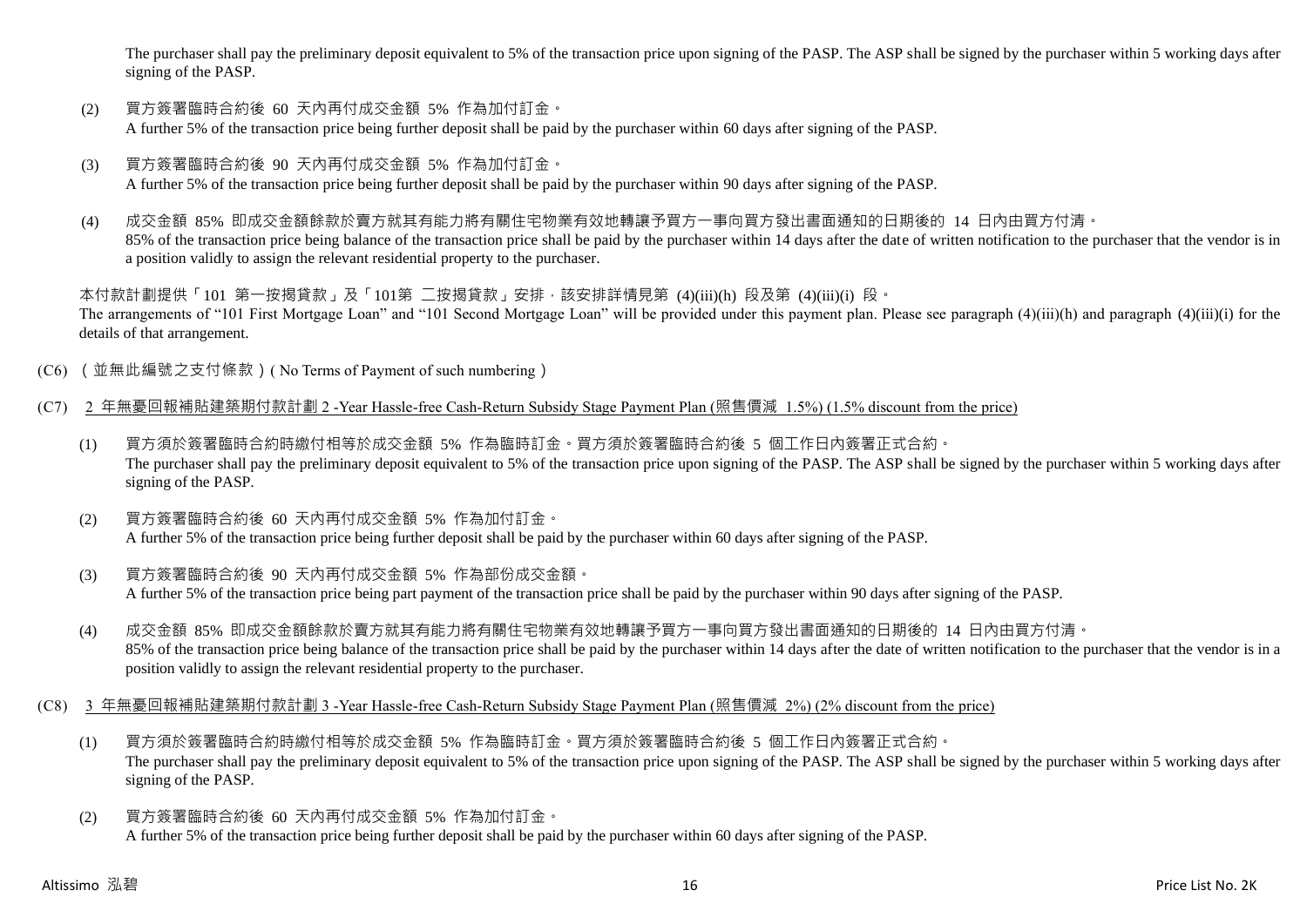The purchaser shall pay the preliminary deposit equivalent to 5% of the transaction price upon signing of the PASP. The ASP shall be signed by the purchaser within 5 working days after signing of the PASP.

(2) 買方簽署臨時合約後 60 天內再付成交金額 5% 作為加付訂金。
A further 5% of the transaction price being further deposit shall be paid by the purchaser within 60 days after signing of the PASP.

(3) 買方簽署臨時合約後 90 天內再付成交金額 5% 作為加付訂金。
A further 5% of the transaction price being further deposit shall be paid by the purchaser within 90 days after signing of the PASP.

(4) 成交金額 85% 即成交金額餘款於賣方就其有能力將有關住宅物業有效地轉讓予買方一事向買方發出書面通知的日期後的 14 日內由買方付清。
85% of the transaction price being balance of the transaction price shall be paid by the purchaser within 14 days after the date of written notification to the purchaser that the vendor is in a position validly to assign the relevant residential property to the purchaser.

本付款計劃提供「101 第一按揭貸款」及「101第 二按揭貸款」安排，該安排詳情見第 (4)(iii)(h) 段及第 (4)(iii)(i) 段。
The arrangements of "101 First Mortgage Loan" and "101 Second Mortgage Loan" will be provided under this payment plan. Please see paragraph (4)(iii)(h) and paragraph (4)(iii)(i) for the details of that arrangement.

(C6) （並無此編號之支付條款）( No Terms of Payment of such numbering ）

(C7) <u>2 年無憂回報補貼建築期付款計劃 2 -Year Hassle-free Cash-Return Subsidy Stage Payment Plan (照售價減 1.5%) (1.5% discount from the price)</u>

(1) 買方須於簽署臨時合約時繳付相等於成交金額 5% 作為臨時訂金。買方須於簽署臨時合約後 5 個工作日內簽署正式合約。
The purchaser shall pay the preliminary deposit equivalent to 5% of the transaction price upon signing of the PASP. The ASP shall be signed by the purchaser within 5 working days after signing of the PASP.

(2) 買方簽署臨時合約後 60 天內再付成交金額 5% 作為加付訂金。
A further 5% of the transaction price being further deposit shall be paid by the purchaser within 60 days after signing of the PASP.

(3) 買方簽署臨時合約後 90 天內再付成交金額 5% 作為部份成交金額。
A further 5% of the transaction price being part payment of the transaction price shall be paid by the purchaser within 90 days after signing of the PASP.

(4) 成交金額 85% 即成交金額餘款於賣方就其有能力將有關住宅物業有效地轉讓予買方一事向買方發出書面通知的日期後的 14 日內由買方付清。
85% of the transaction price being balance of the transaction price shall be paid by the purchaser within 14 days after the date of written notification to the purchaser that the vendor is in a position validly to assign the relevant residential property to the purchaser.

(C8) <u>3 年無憂回報補貼建築期付款計劃 3 -Year Hassle-free Cash-Return Subsidy Stage Payment Plan (照售價減 2%) (2% discount from the price)</u>

(1) 買方須於簽署臨時合約時繳付相等於成交金額 5% 作為臨時訂金。買方須於簽署臨時合約後 5 個工作日內簽署正式合約。
The purchaser shall pay the preliminary deposit equivalent to 5% of the transaction price upon signing of the PASP. The ASP shall be signed by the purchaser within 5 working days after signing of the PASP.

(2) 買方簽署臨時合約後 60 天內再付成交金額 5% 作為加付訂金。
A further 5% of the transaction price being further deposit shall be paid by the purchaser within 60 days after signing of the PASP.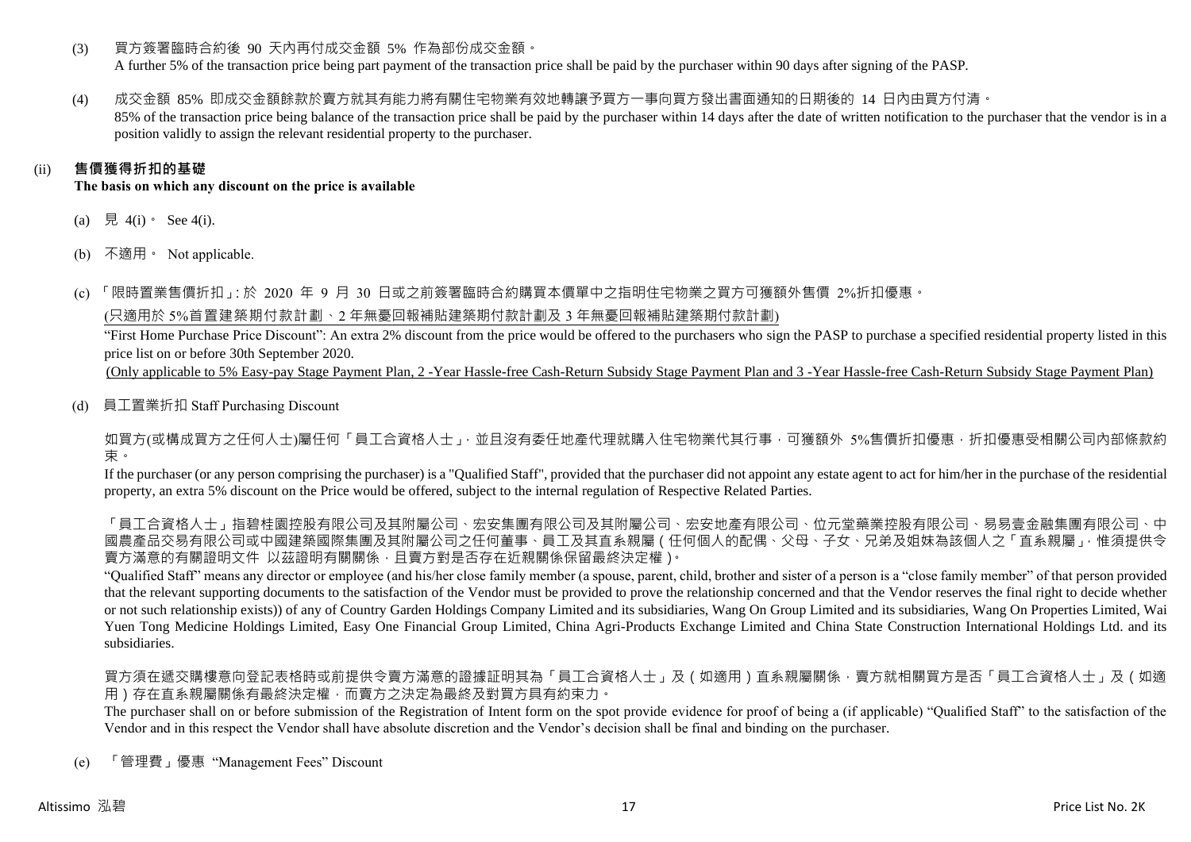(3) 買方簽署臨時合約後 90 天內再付成交金額 5% 作為部份成交金額。
A further 5% of the transaction price being part payment of the transaction price shall be paid by the purchaser within 90 days after signing of the PASP.

(4) 成交金額 85% 即成交金額餘款於賣方就其有能力將有關住宅物業有效地轉讓予買方一事向買方發出書面通知的日期後的 14 日內由買方付清。
85% of the transaction price being balance of the transaction price shall be paid by the purchaser within 14 days after the date of written notification to the purchaser that the vendor is in a position validly to assign the relevant residential property to the purchaser.

(ii) **售價獲得折扣的基礎**
**The basis on which any discount on the price is available**

(a) 見 4(i)。 See 4(i).

(b) 不適用。 Not applicable.

(c) 「限時置業售價折扣」: 於 2020 年 9 月 30 日或之前簽署臨時合約購買本價單中之指明住宅物業之買方可獲額外售價 2%折扣優惠。

<u>(只適用於 5%首置建築期付款計劃、2 年無憂回報補貼建築期付款計劃及 3 年無憂回報補貼建築期付款計劃)</u>

"First Home Purchase Price Discount": An extra 2% discount from the price would be offered to the purchasers who sign the PASP to purchase a specified residential property listed in this price list on or before 30th September 2020.

<u>(Only applicable to 5% Easy-pay Stage Payment Plan, 2 -Year Hassle-free Cash-Return Subsidy Stage Payment Plan and 3 -Year Hassle-free Cash-Return Subsidy Stage Payment Plan)</u>

(d) 員工置業折扣 Staff Purchasing Discount

如買方(或構成買方之任何人士)屬任何「員工合資格人士」，並且沒有委任地產代理就購入住宅物業代其行事，可獲額外 5%售價折扣優惠，折扣優惠受相關公司內部條款約束。

If the purchaser (or any person comprising the purchaser) is a "Qualified Staff", provided that the purchaser did not appoint any estate agent to act for him/her in the purchase of the residential property, an extra 5% discount on the Price would be offered, subject to the internal regulation of Respective Related Parties.

「員工合資格人士」指碧桂園控股有限公司及其附屬公司、宏安集團有限公司及其附屬公司、宏安地產有限公司、位元堂藥業控股有限公司、易易壹金融集團有限公司、中國農產品交易有限公司或中國建築國際集團及其附屬公司之任何董事、員工及其直系親屬（任何個人的配偶、父母、子女、兄弟及姐妹為該個人之「直系親屬」，惟須提供令賣方滿意的有關證明文件 以茲證明有關關係，且賣方對是否存在近親關係保留最終決定權）。

"Qualified Staff" means any director or employee (and his/her close family member (a spouse, parent, child, brother and sister of a person is a "close family member" of that person provided that the relevant supporting documents to the satisfaction of the Vendor must be provided to prove the relationship concerned and that the Vendor reserves the final right to decide whether or not such relationship exists)) of any of Country Garden Holdings Company Limited and its subsidiaries, Wang On Group Limited and its subsidiaries, Wang On Properties Limited, Wai Yuen Tong Medicine Holdings Limited, Easy One Financial Group Limited, China Agri-Products Exchange Limited and China State Construction International Holdings Ltd. and its subsidiaries.

買方須在遞交購樓意向登記表格時或前提供令賣方滿意的證據証明其為「員工合資格人士」及（如適用）直系親屬關係，賣方就相關買方是否「員工合資格人士」及（如適用）存在直系親屬關係有最終決定權，而賣方之決定為最終及對買方具有約束力。

The purchaser shall on or before submission of the Registration of Intent form on the spot provide evidence for proof of being a (if applicable) "Qualified Staff" to the satisfaction of the Vendor and in this respect the Vendor shall have absolute discretion and the Vendor's decision shall be final and binding on the purchaser.

(e) 「管理費」優惠 "Management Fees" Discount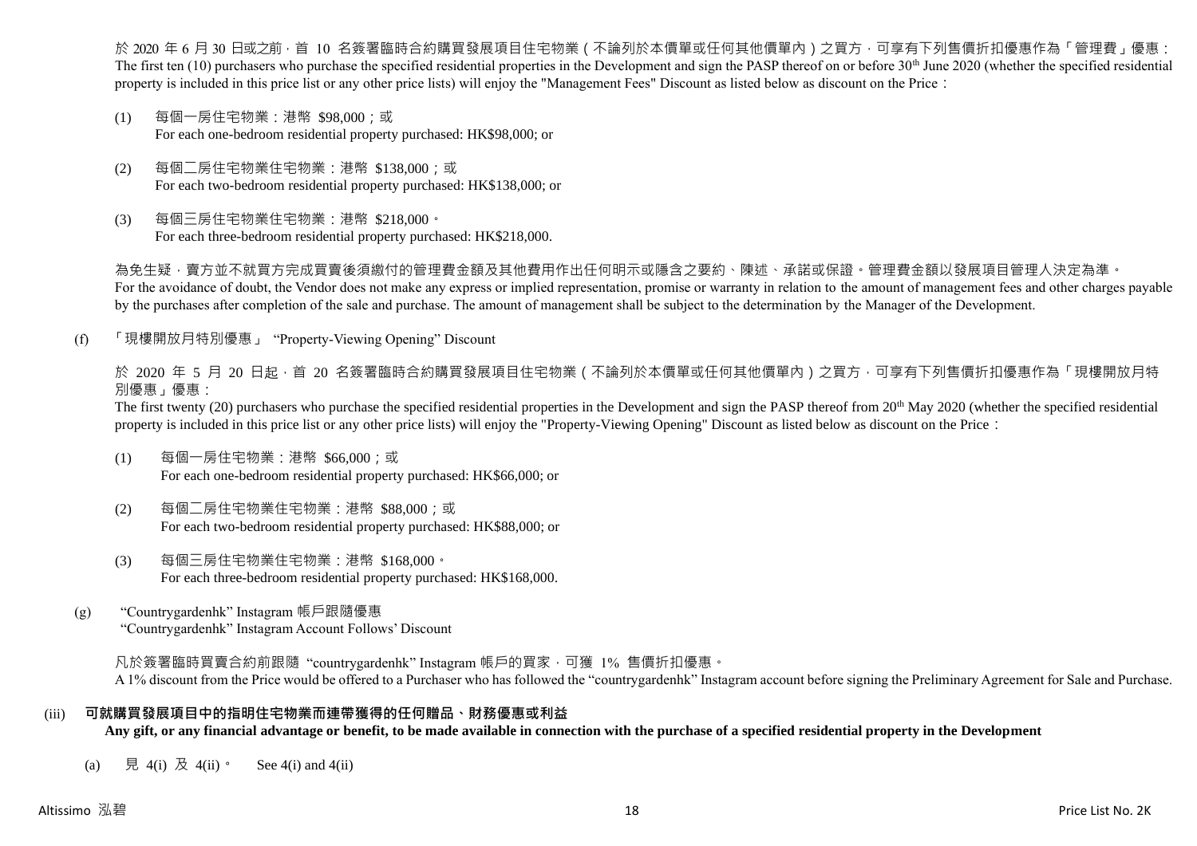於 2020 年 6 月 30 日或之前，首 10 名簽署臨時合約購買發展項目住宅物業（不論列於本價單或任何其他價單內）之買方，可享有下列售價折扣優惠作為「管理費」優惠：
The first ten (10) purchasers who purchase the specified residential properties in the Development and sign the PASP thereof on or before 30th June 2020 (whether the specified residential property is included in this price list or any other price lists) will enjoy the "Management Fees" Discount as listed below as discount on the Price：

(1) 每個一房住宅物業：港幣 $98,000；或
For each one-bedroom residential property purchased: HK$98,000; or

(2) 每個二房住宅物業住宅物業：港幣 $138,000；或
For each two-bedroom residential property purchased: HK$138,000; or

(3) 每個三房住宅物業住宅物業：港幣 $218,000。
For each three-bedroom residential property purchased: HK$218,000.

為免生疑，賣方並不就買方完成買賣後須繳付的管理費金額及其他費用作出任何明示或隱含之要約、陳述、承諾或保證。管理費金額以發展項目管理人決定為準。
For the avoidance of doubt, the Vendor does not make any express or implied representation, promise or warranty in relation to the amount of management fees and other charges payable by the purchases after completion of the sale and purchase. The amount of management shall be subject to the determination by the Manager of the Development.

(f) 「現樓開放月特別優惠」 "Property-Viewing Opening" Discount

於 2020 年 5 月 20 日起，首 20 名簽署臨時合約購買發展項目住宅物業（不論列於本價單或任何其他價單內）之買方，可享有下列售價折扣優惠作為「現樓開放月特別優惠」優惠：
The first twenty (20) purchasers who purchase the specified residential properties in the Development and sign the PASP thereof from 20th May 2020 (whether the specified residential property is included in this price list or any other price lists) will enjoy the "Property-Viewing Opening" Discount as listed below as discount on the Price：

(1) 每個一房住宅物業：港幣 $66,000；或
For each one-bedroom residential property purchased: HK$66,000; or

(2) 每個二房住宅物業住宅物業：港幣 $88,000；或
For each two-bedroom residential property purchased: HK$88,000; or

(3) 每個三房住宅物業住宅物業：港幣 $168,000。
For each three-bedroom residential property purchased: HK$168,000.

(g) "Countrygardenhk" Instagram 帳戶跟隨優惠
"Countrygardenhk" Instagram Account Follows' Discount

凡於簽署臨時買賣合約前跟隨 "countrygardenhk" Instagram 帳戶的買家，可獲 1% 售價折扣優惠。
A 1% discount from the Price would be offered to a Purchaser who has followed the "countrygardenhk" Instagram account before signing the Preliminary Agreement for Sale and Purchase.

**(iii) 可就購買發展項目中的指明住宅物業而連帶獲得的任何贈品、財務優惠或利益**
**Any gift, or any financial advantage or benefit, to be made available in connection with the purchase of a specified residential property in the Development**

(a) 見 4(i) 及 4(ii)。 See 4(i) and 4(ii)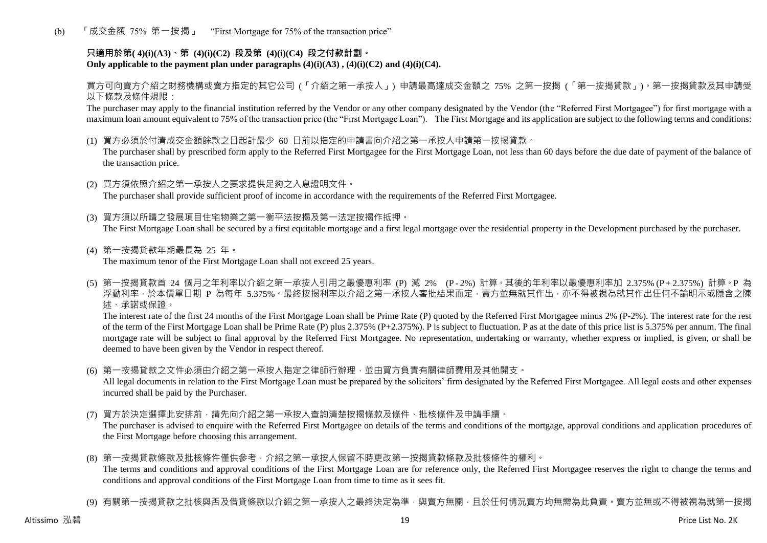(b) 「成交金額 75% 第一按揭」 "First Mortgage for 75% of the transaction price"

**只適用於第( 4)(i)(A3)、第 (4)(i)(C2) 段及第 (4)(i)(C4) 段之付款計劃。**
**Only applicable to the payment plan under paragraphs (4)(i)(A3) , (4)(i)(C2) and (4)(i)(C4).**

買方可向賣方介紹之財務機構或賣方指定的其它公司 (「介紹之第一承按人」) 申請最高達成交金額之 75% 之第一按揭 (「第一按揭貸款」)。第一按揭貸款及其申請受以下條款及條件規限：

The purchaser may apply to the financial institution referred by the Vendor or any other company designated by the Vendor (the "Referred First Mortgagee") for first mortgage with a maximum loan amount equivalent to 75% of the transaction price (the "First Mortgage Loan"). The First Mortgage and its application are subject to the following terms and conditions:

(1) 買方必須於付清成交金額餘款之日起計最少 60 日前以指定的申請書向介紹之第一承按人申請第一按揭貸款。
The purchaser shall by prescribed form apply to the Referred First Mortgagee for the First Mortgage Loan, not less than 60 days before the due date of payment of the balance of the transaction price.

(2) 買方須依照介紹之第一承按人之要求提供足夠之入息證明文件。
The purchaser shall provide sufficient proof of income in accordance with the requirements of the Referred First Mortgagee.

(3) 買方須以所購之發展項目住宅物業之第一衡平法按揭及第一法定按揭作抵押。
The First Mortgage Loan shall be secured by a first equitable mortgage and a first legal mortgage over the residential property in the Development purchased by the purchaser.

(4) 第一按揭貸款年期最長為 25 年。
The maximum tenor of the First Mortgage Loan shall not exceed 25 years.

(5) 第一按揭貸款首 24 個月之年利率以介紹之第一承按人引用之最優惠利率 (P) 減 2% (P - 2%) 計算。其後的年利率以最優惠利率加 2.375% (P + 2.375%) 計算。P 為浮動利率，於本價單日期 P 為每年 5.375%。最終按揭利率以介紹之第一承按人審批結果而定，賣方並無就其作出，亦不得被視為就其作出任何不論明示或隱含之陳述、承諾或保證。
The interest rate of the first 24 months of the First Mortgage Loan shall be Prime Rate (P) quoted by the Referred First Mortgagee minus 2% (P-2%). The interest rate for the rest of the term of the First Mortgage Loan shall be Prime Rate (P) plus 2.375% (P+2.375%). P is subject to fluctuation. P as at the date of this price list is 5.375% per annum. The final mortgage rate will be subject to final approval by the Referred First Mortgagee. No representation, undertaking or warranty, whether express or implied, is given, or shall be deemed to have been given by the Vendor in respect thereof.

(6) 第一按揭貸款之文件必須由介紹之第一承按人指定之律師行辦理，並由買方負責有關律師費用及其他開支。
All legal documents in relation to the First Mortgage Loan must be prepared by the solicitors' firm designated by the Referred First Mortgagee. All legal costs and other expenses incurred shall be paid by the Purchaser.

(7) 買方於決定選擇此安排前，請先向介紹之第一承按人查詢清楚按揭條款及條件、批核條件及申請手續。
The purchaser is advised to enquire with the Referred First Mortgagee on details of the terms and conditions of the mortgage, approval conditions and application procedures of the First Mortgage before choosing this arrangement.

(8) 第一按揭貸款條款及批核條件僅供參考，介紹之第一承按人保留不時更改第一按揭貸款條款及批核條件的權利。
The terms and conditions and approval conditions of the First Mortgage Loan are for reference only, the Referred First Mortgagee reserves the right to change the terms and conditions and approval conditions of the First Mortgage Loan from time to time as it sees fit.

(9) 有關第一按揭貸款之批核與否及借貸條款以介紹之第一承按人之最終決定為準，與賣方無關，且於任何情況賣方均無需為此負責。賣方並無或不得被視為就第一按揭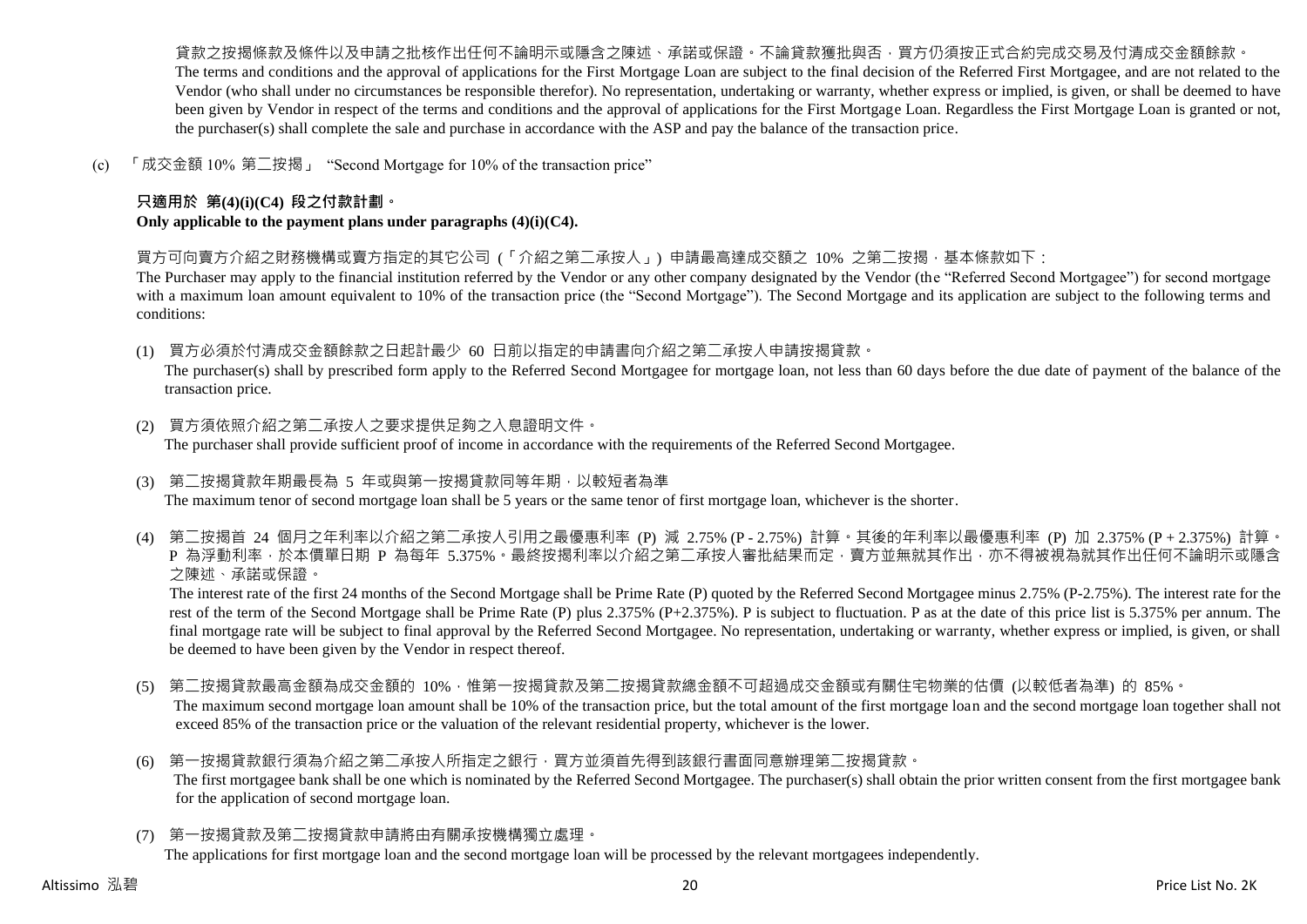貸款之按揭條款及條件以及申請之批核作出任何不論明示或隱含之陳述、承諾或保證。不論貸款獲批與否，買方仍須按正式合約完成交易及付清成交金額餘款。
The terms and conditions and the approval of applications for the First Mortgage Loan are subject to the final decision of the Referred First Mortgagee, and are not related to the Vendor (who shall under no circumstances be responsible therefor). No representation, undertaking or warranty, whether express or implied, is given, or shall be deemed to have been given by Vendor in respect of the terms and conditions and the approval of applications for the First Mortgage Loan. Regardless the First Mortgage Loan is granted or not, the purchaser(s) shall complete the sale and purchase in accordance with the ASP and pay the balance of the transaction price.

(c) 「成交金額 10% 第二按揭」 "Second Mortgage for 10% of the transaction price"

**只適用於 第(4)(i)(C4) 段之付款計劃。**
**Only applicable to the payment plans under paragraphs (4)(i)(C4).**

買方可向賣方介紹之財務機構或賣方指定的其它公司 (「介紹之第二承按人」) 申請最高達成交額之 10% 之第二按揭，基本條款如下：
The Purchaser may apply to the financial institution referred by the Vendor or any other company designated by the Vendor (the "Referred Second Mortgagee") for second mortgage with a maximum loan amount equivalent to 10% of the transaction price (the "Second Mortgage"). The Second Mortgage and its application are subject to the following terms and conditions:

(1) 買方必須於付清成交金額餘款之日起計最少 60 日前以指定的申請書向介紹之第二承按人申請按揭貸款。
The purchaser(s) shall by prescribed form apply to the Referred Second Mortgagee for mortgage loan, not less than 60 days before the due date of payment of the balance of the transaction price.

(2) 買方須依照介紹之第二承按人之要求提供足夠之入息證明文件。
The purchaser shall provide sufficient proof of income in accordance with the requirements of the Referred Second Mortgagee.

(3) 第二按揭貸款年期最長為 5 年或與第一按揭貸款同等年期，以較短者為準
The maximum tenor of second mortgage loan shall be 5 years or the same tenor of first mortgage loan, whichever is the shorter.

(4) 第二按揭首 24 個月之年利率以介紹之第二承按人引用之最優惠利率 (P) 減 2.75% (P - 2.75%) 計算。其後的年利率以最優惠利率 (P) 加 2.375% (P + 2.375%) 計算。P 為浮動利率，於本價單日期 P 為每年 5.375%。最終按揭利率以介紹之第二承按人審批結果而定，賣方並無就其作出，亦不得被視為就其作出任何不論明示或隱含之陳述、承諾或保證。
The interest rate of the first 24 months of the Second Mortgage shall be Prime Rate (P) quoted by the Referred Second Mortgagee minus 2.75% (P-2.75%). The interest rate for the rest of the term of the Second Mortgage shall be Prime Rate (P) plus 2.375% (P+2.375%). P is subject to fluctuation. P as at the date of this price list is 5.375% per annum. The final mortgage rate will be subject to final approval by the Referred Second Mortgagee. No representation, undertaking or warranty, whether express or implied, is given, or shall be deemed to have been given by the Vendor in respect thereof.

(5) 第二按揭貸款最高金額為成交金額的 10%，惟第一按揭貸款及第二按揭貸款總金額不可超過成交金額或有關住宅物業的估價 (以較低者為準) 的 85%。
The maximum second mortgage loan amount shall be 10% of the transaction price, but the total amount of the first mortgage loan and the second mortgage loan together shall not exceed 85% of the transaction price or the valuation of the relevant residential property, whichever is the lower.

(6) 第一按揭貸款銀行須為介紹之第二承按人所指定之銀行，買方並須首先得到該銀行書面同意辦理第二按揭貸款。
The first mortgagee bank shall be one which is nominated by the Referred Second Mortgagee. The purchaser(s) shall obtain the prior written consent from the first mortgagee bank for the application of second mortgage loan.

(7) 第一按揭貸款及第二按揭貸款申請將由有關承按機構獨立處理。
The applications for first mortgage loan and the second mortgage loan will be processed by the relevant mortgagees independently.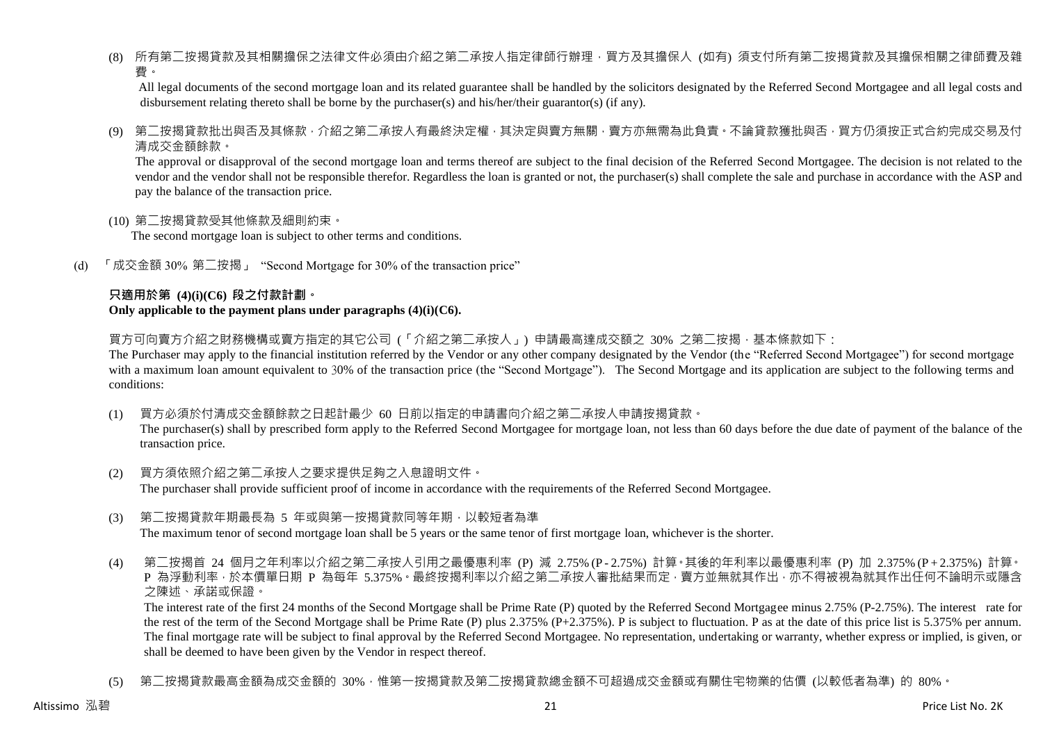(8) 所有第二按揭貸款及其相關擔保之法律文件必須由介紹之第二承按人指定律師行辦理，買方及其擔保人 (如有) 須支付所有第二按揭貸款及其擔保相關之律師費及雜費。
All legal documents of the second mortgage loan and its related guarantee shall be handled by the solicitors designated by the Referred Second Mortgagee and all legal costs and disbursement relating thereto shall be borne by the purchaser(s) and his/her/their guarantor(s) (if any).

(9) 第二按揭貸款批出與否及其條款，介紹之第二承按人有最終決定權，其決定與賣方無關，賣方亦無需為此負責。不論貸款獲批與否，買方仍須按正式合約完成交易及付清成交金額餘款。
The approval or disapproval of the second mortgage loan and terms thereof are subject to the final decision of the Referred Second Mortgagee. The decision is not related to the vendor and the vendor shall not be responsible therefor. Regardless the loan is granted or not, the purchaser(s) shall complete the sale and purchase in accordance with the ASP and pay the balance of the transaction price.

(10) 第二按揭貸款受其他條款及細則約束。
The second mortgage loan is subject to other terms and conditions.

(d) 「成交金額 30% 第二按揭」 "Second Mortgage for 30% of the transaction price"

**只適用於第 (4)(i)(C6) 段之付款計劃。**
**Only applicable to the payment plans under paragraphs (4)(i)(C6).**

買方可向賣方介紹之財務機構或賣方指定的其它公司 (「介紹之第二承按人」) 申請最高達成交額之 30% 之第二按揭，基本條款如下：
The Purchaser may apply to the financial institution referred by the Vendor or any other company designated by the Vendor (the "Referred Second Mortgagee") for second mortgage with a maximum loan amount equivalent to 30% of the transaction price (the "Second Mortgage"). The Second Mortgage and its application are subject to the following terms and conditions:

(1) 買方必須於付清成交金額餘款之日起計最少 60 日前以指定的申請書向介紹之第二承按人申請按揭貸款。
The purchaser(s) shall by prescribed form apply to the Referred Second Mortgagee for mortgage loan, not less than 60 days before the due date of payment of the balance of the transaction price.

(2) 買方須依照介紹之第二承按人之要求提供足夠之入息證明文件。
The purchaser shall provide sufficient proof of income in accordance with the requirements of the Referred Second Mortgagee.

(3) 第二按揭貸款年期最長為 5 年或與第一按揭貸款同等年期，以較短者為準
The maximum tenor of second mortgage loan shall be 5 years or the same tenor of first mortgage loan, whichever is the shorter.

(4) 第二按揭首 24 個月之年利率以介紹之第二承按人引用之最優惠利率 (P) 減 2.75% (P - 2.75%) 計算。其後的年利率以最優惠利率 (P) 加 2.375% (P + 2.375%) 計算。P 為浮動利率，於本價單日期 P 為每年 5.375%。最終按揭利率以介紹之第二承按人審批結果而定，賣方並無就其作出，亦不得被視為就其作出任何不論明示或隱含之陳述、承諾或保證。
The interest rate of the first 24 months of the Second Mortgage shall be Prime Rate (P) quoted by the Referred Second Mortgagee minus 2.75% (P-2.75%). The interest rate for the rest of the term of the Second Mortgage shall be Prime Rate (P) plus 2.375% (P+2.375%). P is subject to fluctuation. P as at the date of this price list is 5.375% per annum. The final mortgage rate will be subject to final approval by the Referred Second Mortgagee. No representation, undertaking or warranty, whether express or implied, is given, or shall be deemed to have been given by the Vendor in respect thereof.

(5) 第二按揭貸款最高金額為成交金額的 30%，惟第一按揭貸款及第二按揭貸款總金額不可超過成交金額或有關住宅物業的估價 (以較低者為準) 的 80%。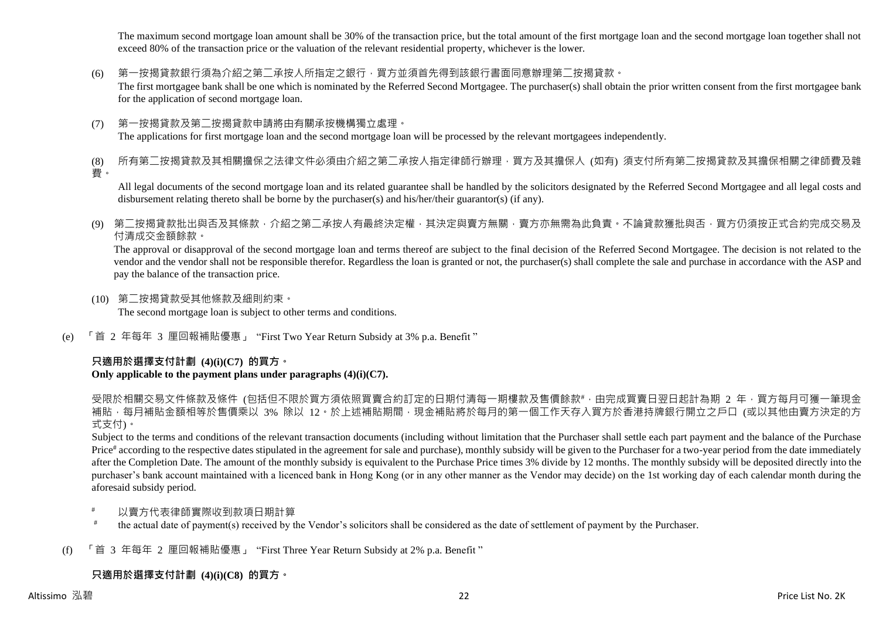The maximum second mortgage loan amount shall be 30% of the transaction price, but the total amount of the first mortgage loan and the second mortgage loan together shall not exceed 80% of the transaction price or the valuation of the relevant residential property, whichever is the lower.

(6) 第一按揭貸款銀行須為介紹之第二承按人所指定之銀行，買方並須首先得到該銀行書面同意辦理第二按揭貸款。
The first mortgagee bank shall be one which is nominated by the Referred Second Mortgagee. The purchaser(s) shall obtain the prior written consent from the first mortgagee bank for the application of second mortgage loan.

(7) 第一按揭貸款及第二按揭貸款申請將由有關承按機構獨立處理。
The applications for first mortgage loan and the second mortgage loan will be processed by the relevant mortgagees independently.

(8) 所有第二按揭貸款及其相關擔保之法律文件必須由介紹之第二承按人指定律師行辦理，買方及其擔保人 (如有) 須支付所有第二按揭貸款及其擔保相關之律師費及雜費。
All legal documents of the second mortgage loan and its related guarantee shall be handled by the solicitors designated by the Referred Second Mortgagee and all legal costs and disbursement relating thereto shall be borne by the purchaser(s) and his/her/their guarantor(s) (if any).

(9) 第二按揭貸款批出與否及其條款，介紹之第二承按人有最終決定權，其決定與賣方無關，賣方亦無需為此負責。不論貸款獲批與否，買方仍須按正式合約完成交易及付清成交金額餘款。
The approval or disapproval of the second mortgage loan and terms thereof are subject to the final decision of the Referred Second Mortgagee. The decision is not related to the vendor and the vendor shall not be responsible therefor. Regardless the loan is granted or not, the purchaser(s) shall complete the sale and purchase in accordance with the ASP and pay the balance of the transaction price.

(10) 第二按揭貸款受其他條款及細則約束。
The second mortgage loan is subject to other terms and conditions.

(e) 「首 2 年每年 3 厘回報補貼優惠」 "First Two Year Return Subsidy at 3% p.a. Benefit"

**只適用於選擇支付計劃 (4)(i)(C7) 的買方。**
**Only applicable to the payment plans under paragraphs (4)(i)(C7).**

受限於相關交易文件條款及條件 (包括但不限於買方須依照買賣合約訂定的日期付清每一期樓款及售價餘款#，由完成買賣日翌日起計為期 2 年，買方每月可獲一筆現金補貼，每月補貼金額相等於售價乘以 3% 除以 12。於上述補貼期間，現金補貼將於每月的第一個工作天存入買方於香港持牌銀行開立之戶口 (或以其他由賣方決定的方式支付)。

Subject to the terms and conditions of the relevant transaction documents (including without limitation that the Purchaser shall settle each part payment and the balance of the Purchase Price# according to the respective dates stipulated in the agreement for sale and purchase), monthly subsidy will be given to the Purchaser for a two-year period from the date immediately after the Completion Date. The amount of the monthly subsidy is equivalent to the Purchase Price times 3% divide by 12 months. The monthly subsidy will be deposited directly into the purchaser's bank account maintained with a licenced bank in Hong Kong (or in any other manner as the Vendor may decide) on the 1st working day of each calendar month during the aforesaid subsidy period.

# 以賣方代表律師實際收到款項日期計算
# the actual date of payment(s) received by the Vendor's solicitors shall be considered as the date of settlement of payment by the Purchaser.

(f) 「首 3 年每年 2 厘回報補貼優惠」 "First Three Year Return Subsidy at 2% p.a. Benefit"

**只適用於選擇支付計劃 (4)(i)(C8) 的買方。**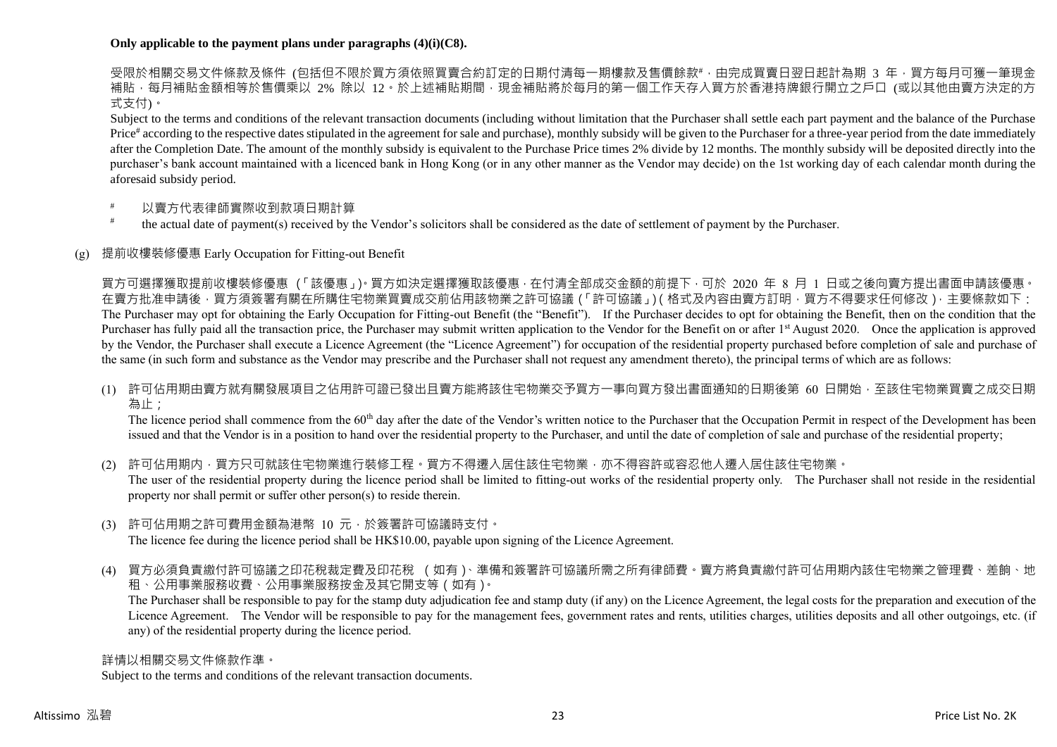**Only applicable to the payment plans under paragraphs (4)(i)(C8).**

受限於相關交易文件條款及條件 (包括但不限於買方須依照買賣合約訂定的日期付清每一期樓款及售價餘款#，由完成買賣日翌日起計為期 3 年，買方每月可獲一筆現金補貼，每月補貼金額相等於售價乘以 2% 除以 12。於上述補貼期間，現金補貼將於每月的第一個工作天存入買方於香港持牌銀行開立之戶口 (或以其他由賣方決定的方式支付)。

Subject to the terms and conditions of the relevant transaction documents (including without limitation that the Purchaser shall settle each part payment and the balance of the Purchase Price# according to the respective dates stipulated in the agreement for sale and purchase), monthly subsidy will be given to the Purchaser for a three-year period from the date immediately after the Completion Date. The amount of the monthly subsidy is equivalent to the Purchase Price times 2% divide by 12 months. The monthly subsidy will be deposited directly into the purchaser's bank account maintained with a licenced bank in Hong Kong (or in any other manner as the Vendor may decide) on the 1st working day of each calendar month during the aforesaid subsidy period.

# 以賣方代表律師實際收到款項日期計算

# the actual date of payment(s) received by the Vendor's solicitors shall be considered as the date of settlement of payment by the Purchaser.

(g) 提前收樓裝修優惠 Early Occupation for Fitting-out Benefit

買方可選擇獲取提前收樓裝修優惠 (「該優惠」)。買方如決定選擇獲取該優惠，在付清全部成交金額的前提下，可於 2020 年 8 月 1 日或之後向賣方提出書面申請該優惠。在賣方批准申請後，買方須簽署有關在所購住宅物業買賣成交前佔用該物業之許可協議 (「許可協議」) ( 格式及內容由賣方訂明，買方不得要求任何修改 )，主要條款如下：

The Purchaser may opt for obtaining the Early Occupation for Fitting-out Benefit (the "Benefit"). If the Purchaser decides to opt for obtaining the Benefit, then on the condition that the Purchaser has fully paid all the transaction price, the Purchaser may submit written application to the Vendor for the Benefit on or after 1st August 2020. Once the application is approved by the Vendor, the Purchaser shall execute a Licence Agreement (the "Licence Agreement") for occupation of the residential property purchased before completion of sale and purchase of the same (in such form and substance as the Vendor may prescribe and the Purchaser shall not request any amendment thereto), the principal terms of which are as follows:

(1) 許可佔用期由賣方就有關發展項目之佔用許可證已發出且賣方能將該住宅物業交予買方一事向買方發出書面通知的日期後第 60 日開始，至該住宅物業買賣之成交日期為止；

The licence period shall commence from the 60th day after the date of the Vendor's written notice to the Purchaser that the Occupation Permit in respect of the Development has been issued and that the Vendor is in a position to hand over the residential property to the Purchaser, and until the date of completion of sale and purchase of the residential property;

(2) 許可佔用期內，買方只可就該住宅物業進行裝修工程。買方不得遷入居住該住宅物業，亦不得容許或容忍他人遷入居住該住宅物業。

The user of the residential property during the licence period shall be limited to fitting-out works of the residential property only. The Purchaser shall not reside in the residential property nor shall permit or suffer other person(s) to reside therein.

(3) 許可佔用期之許可費用金額為港幣 10 元，於簽署許可協議時支付。

The licence fee during the licence period shall be HK$10.00, payable upon signing of the Licence Agreement.

(4) 買方必須負責繳付許可協議之印花稅裁定費及印花稅 ( 如有 )、準備和簽署許可協議所需之所有律師費。賣方將負責繳付許可佔用期內該住宅物業之管理費、差餉、地租、公用事業服務收費、公用事業服務按金及其它開支等 ( 如有 )。

The Purchaser shall be responsible to pay for the stamp duty adjudication fee and stamp duty (if any) on the Licence Agreement, the legal costs for the preparation and execution of the Licence Agreement. The Vendor will be responsible to pay for the management fees, government rates and rents, utilities charges, utilities deposits and all other outgoings, etc. (if any) of the residential property during the licence period.

詳情以相關交易文件條款作準。

Subject to the terms and conditions of the relevant transaction documents.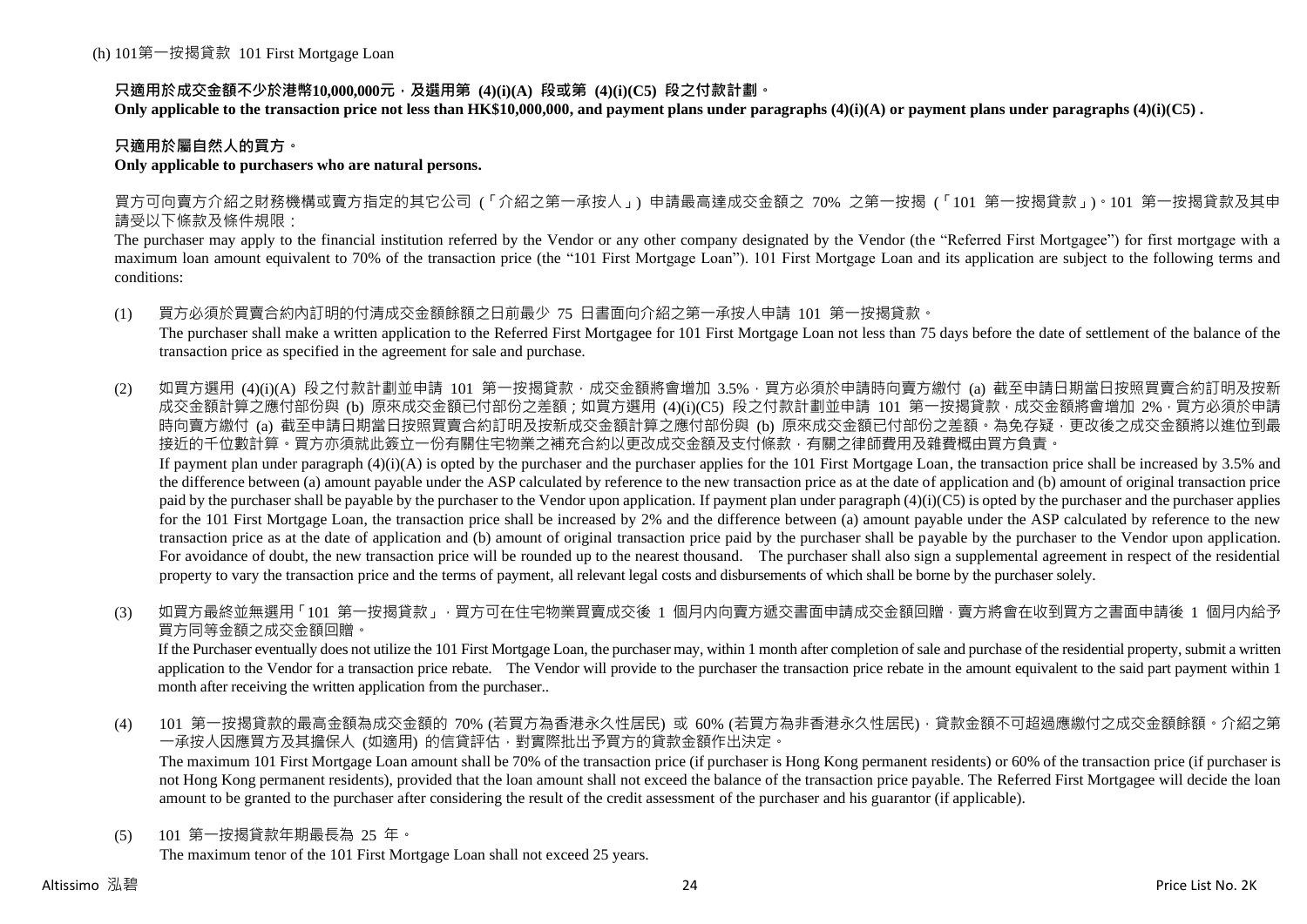(h) 101第一按揭貸款 101 First Mortgage Loan

**只適用於成交金額不少於港幣10,000,000元，及選用第 (4)(i)(A) 段或第 (4)(i)(C5) 段之付款計劃。**
**Only applicable to the transaction price not less than HK$10,000,000, and payment plans under paragraphs (4)(i)(A) or payment plans under paragraphs (4)(i)(C5) .**

**只適用於屬自然人的買方。**
**Only applicable to purchasers who are natural persons.**

買方可向賣方介紹之財務機構或賣方指定的其它公司 (「介紹之第一承按人」) 申請最高達成交金額之 70% 之第一按揭 (「101 第一按揭貸款」)。101 第一按揭貸款及其申請受以下條款及條件規限：
The purchaser may apply to the financial institution referred by the Vendor or any other company designated by the Vendor (the "Referred First Mortgagee") for first mortgage with a maximum loan amount equivalent to 70% of the transaction price (the "101 First Mortgage Loan"). 101 First Mortgage Loan and its application are subject to the following terms and conditions:

(1) 買方必須於買賣合約內訂明的付清成交金額餘額之日前最少 75 日書面向介紹之第一承按人申請 101 第一按揭貸款。
The purchaser shall make a written application to the Referred First Mortgagee for 101 First Mortgage Loan not less than 75 days before the date of settlement of the balance of the transaction price as specified in the agreement for sale and purchase.

(2) 如買方選用 (4)(i)(A) 段之付款計劃並申請 101 第一按揭貸款，成交金額將會增加 3.5%，買方必須於申請時向賣方繳付 (a) 截至申請日期當日按照買賣合約訂明及按新成交金額計算之應付部份與 (b) 原來成交金額已付部份之差額；如買方選用 (4)(i)(C5) 段之付款計劃並申請 101 第一按揭貸款，成交金額將會增加 2%，買方必須於申請時向賣方繳付 (a) 截至申請日期當日按照買賣合約訂明及按新成交金額計算之應付部份與 (b) 原來成交金額已付部份之差額。為免存疑，更改後之成交金額將以進位到最接近的千位數計算。買方亦須就此簽立一份有關住宅物業之補充合約以更改成交金額及支付條款，有關之律師費用及雜費概由買方負責。
If payment plan under paragraph (4)(i)(A) is opted by the purchaser and the purchaser applies for the 101 First Mortgage Loan, the transaction price shall be increased by 3.5% and the difference between (a) amount payable under the ASP calculated by reference to the new transaction price as at the date of application and (b) amount of original transaction price paid by the purchaser shall be payable by the purchaser to the Vendor upon application. If payment plan under paragraph (4)(i)(C5) is opted by the purchaser and the purchaser applies for the 101 First Mortgage Loan, the transaction price shall be increased by 2% and the difference between (a) amount payable under the ASP calculated by reference to the new transaction price as at the date of application and (b) amount of original transaction price paid by the purchaser shall be payable by the purchaser to the Vendor upon application. For avoidance of doubt, the new transaction price will be rounded up to the nearest thousand. The purchaser shall also sign a supplemental agreement in respect of the residential property to vary the transaction price and the terms of payment, all relevant legal costs and disbursements of which shall be borne by the purchaser solely.

(3) 如買方最終並無選用「101 第一按揭貸款」，買方可在住宅物業買賣成交後 1 個月內向賣方遞交書面申請成交金額回贈，賣方將會在收到買方之書面申請後 1 個月內給予買方同等金額之成交金額回贈。
If the Purchaser eventually does not utilize the 101 First Mortgage Loan, the purchaser may, within 1 month after completion of sale and purchase of the residential property, submit a written application to the Vendor for a transaction price rebate. The Vendor will provide to the purchaser the transaction price rebate in the amount equivalent to the said part payment within 1 month after receiving the written application from the purchaser..

(4) 101 第一按揭貸款的最高金額為成交金額的 70% (若買方為香港永久性居民) 或 60% (若買方為非香港永久性居民)，貸款金額不可超過應繳付之成交金額餘額。介紹之第一承按人因應買方及其擔保人 (如適用) 的信貸評估，對實際批出予買方的貸款金額作出決定。
The maximum 101 First Mortgage Loan amount shall be 70% of the transaction price (if purchaser is Hong Kong permanent residents) or 60% of the transaction price (if purchaser is not Hong Kong permanent residents), provided that the loan amount shall not exceed the balance of the transaction price payable. The Referred First Mortgagee will decide the loan amount to be granted to the purchaser after considering the result of the credit assessment of the purchaser and his guarantor (if applicable).

(5) 101 第一按揭貸款年期最長為 25 年。
The maximum tenor of the 101 First Mortgage Loan shall not exceed 25 years.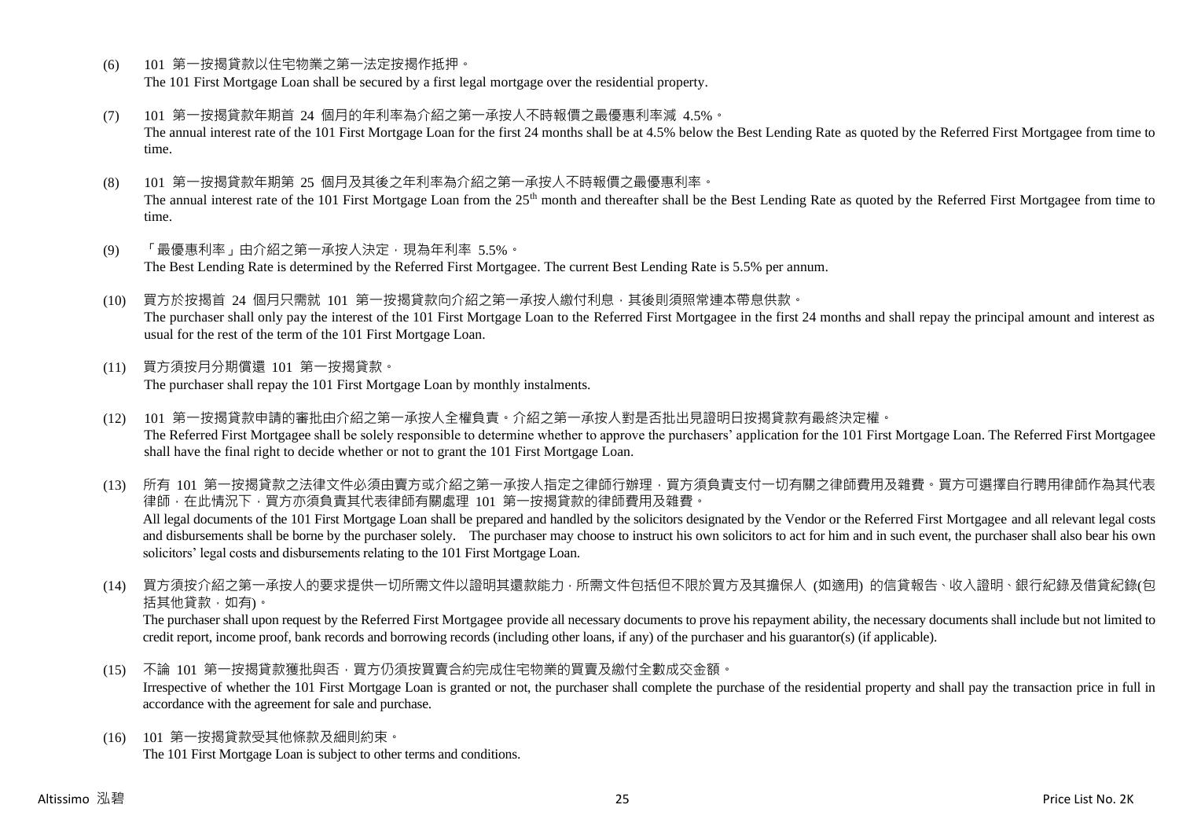(6) 101 第一按揭貸款以住宅物業之第一法定按揭作抵押。
The 101 First Mortgage Loan shall be secured by a first legal mortgage over the residential property.

(7) 101 第一按揭貸款年期首 24 個月的年利率為介紹之第一承按人不時報價之最優惠利率減 4.5%。
The annual interest rate of the 101 First Mortgage Loan for the first 24 months shall be at 4.5% below the Best Lending Rate as quoted by the Referred First Mortgagee from time to time.

(8) 101 第一按揭貸款年期第 25 個月及其後之年利率為介紹之第一承按人不時報價之最優惠利率。
The annual interest rate of the 101 First Mortgage Loan from the 25th month and thereafter shall be the Best Lending Rate as quoted by the Referred First Mortgagee from time to time.

(9) 「最優惠利率」由介紹之第一承按人決定，現為年利率 5.5%。
The Best Lending Rate is determined by the Referred First Mortgagee. The current Best Lending Rate is 5.5% per annum.

(10) 買方於按揭首 24 個月只需就 101 第一按揭貸款向介紹之第一承按人繳付利息，其後則須照常連本帶息供款。
The purchaser shall only pay the interest of the 101 First Mortgage Loan to the Referred First Mortgagee in the first 24 months and shall repay the principal amount and interest as usual for the rest of the term of the 101 First Mortgage Loan.

(11) 買方須按月分期償還 101 第一按揭貸款。
The purchaser shall repay the 101 First Mortgage Loan by monthly instalments.

(12) 101 第一按揭貸款申請的審批由介紹之第一承按人全權負責。介紹之第一承按人對是否批出見證明日按揭貸款有最終決定權。
The Referred First Mortgagee shall be solely responsible to determine whether to approve the purchasers' application for the 101 First Mortgage Loan. The Referred First Mortgagee shall have the final right to decide whether or not to grant the 101 First Mortgage Loan.

(13) 所有 101 第一按揭貸款之法律文件必須由賣方或介紹之第一承按人指定之律師行辦理，買方須負責支付一切有關之律師費用及雜費。買方可選擇自行聘用律師作為其代表律師，在此情況下，買方亦須負責其代表律師有關處理 101 第一按揭貸款的律師費用及雜費。
All legal documents of the 101 First Mortgage Loan shall be prepared and handled by the solicitors designated by the Vendor or the Referred First Mortgagee and all relevant legal costs and disbursements shall be borne by the purchaser solely. The purchaser may choose to instruct his own solicitors to act for him and in such event, the purchaser shall also bear his own solicitors' legal costs and disbursements relating to the 101 First Mortgage Loan.

(14) 買方須按介紹之第一承按人的要求提供一切所需文件以證明其還款能力，所需文件包括但不限於買方及其擔保人 (如適用) 的信貸報告、收入證明、銀行紀錄及借貸紀錄(包括其他貸款，如有)。
The purchaser shall upon request by the Referred First Mortgagee provide all necessary documents to prove his repayment ability, the necessary documents shall include but not limited to credit report, income proof, bank records and borrowing records (including other loans, if any) of the purchaser and his guarantor(s) (if applicable).

(15) 不論 101 第一按揭貸款獲批與否，買方仍須按買賣合約完成住宅物業的買賣及繳付全數成交金額。
Irrespective of whether the 101 First Mortgage Loan is granted or not, the purchaser shall complete the purchase of the residential property and shall pay the transaction price in full in accordance with the agreement for sale and purchase.

(16) 101 第一按揭貸款受其他條款及細則約束。
The 101 First Mortgage Loan is subject to other terms and conditions.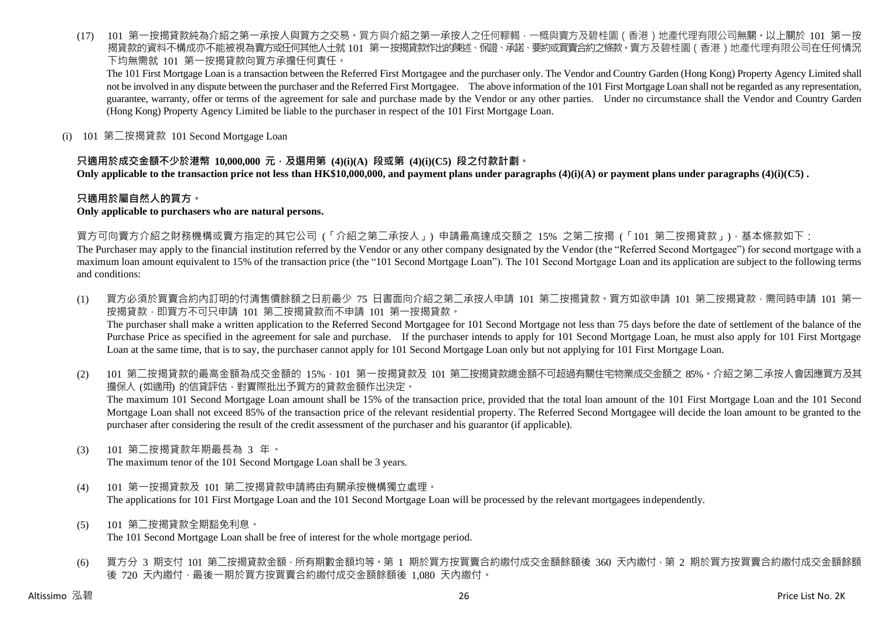(17) 101 第一按揭貸款純為介紹之第一承按人與買方之交易。買方與介紹之第一承按人之任何轇轕，一概與賣方及碧桂園（香港）地產代理有限公司無關。以上關於 101 第一按揭貸款的資料不構成亦不能被視為賣方或任何其他人士就 101 第一按揭貸款作出的陳述、保證、承諾、要約或買賣合約之條款。賣方及碧桂園（香港）地產代理有限公司在任何情況下均無需就 101 第一按揭貸款向買方承擔任何責任。

The 101 First Mortgage Loan is a transaction between the Referred First Mortgagee and the purchaser only. The Vendor and Country Garden (Hong Kong) Property Agency Limited shall not be involved in any dispute between the purchaser and the Referred First Mortgagee. The above information of the 101 First Mortgage Loan shall not be regarded as any representation, guarantee, warranty, offer or terms of the agreement for sale and purchase made by the Vendor or any other parties. Under no circumstance shall the Vendor and Country Garden (Hong Kong) Property Agency Limited be liable to the purchaser in respect of the 101 First Mortgage Loan.

(i) 101 第二按揭貸款 101 Second Mortgage Loan

**只適用於成交金額不少於港幣 10,000,000 元，及選用第 (4)(i)(A) 段或第 (4)(i)(C5) 段之付款計劃。**
**Only applicable to the transaction price not less than HK$10,000,000, and payment plans under paragraphs (4)(i)(A) or payment plans under paragraphs (4)(i)(C5) .**

**只適用於屬自然人的買方。**
**Only applicable to purchasers who are natural persons.**

買方可向賣方介紹之財務機構或賣方指定的其它公司（「介紹之第二承按人」）申請最高達成交額之 15% 之第二按揭（「101 第二按揭貸款」），基本條款如下：
The Purchaser may apply to the financial institution referred by the Vendor or any other company designated by the Vendor (the "Referred Second Mortgagee") for second mortgage with a maximum loan amount equivalent to 15% of the transaction price (the "101 Second Mortgage Loan"). The 101 Second Mortgage Loan and its application are subject to the following terms and conditions:

(1) 買方必須於買賣合約內訂明的付清售價餘額之日前最少 75 日書面向介紹之第二承按人申請 101 第二按揭貸款。買方如欲申請 101 第二按揭貸款，需同時申請 101 第一按揭貸款，即買方不可只申請 101 第二按揭貸款而不申請 101 第一按揭貸款。
The purchaser shall make a written application to the Referred Second Mortgagee for 101 Second Mortgage not less than 75 days before the date of settlement of the balance of the Purchase Price as specified in the agreement for sale and purchase. If the purchaser intends to apply for 101 Second Mortgage Loan, he must also apply for 101 First Mortgage Loan at the same time, that is to say, the purchaser cannot apply for 101 Second Mortgage Loan only but not applying for 101 First Mortgage Loan.

(2) 101 第二按揭貸款的最高金額為成交金額的 15%，101 第一按揭貸款及 101 第二按揭貸款總金額不可超過有關住宅物業成交金額之 85%。介紹之第二承按人會因應買方及其擔保人 (如適用) 的信貸評估，對實際批出予買方的貸款金額作出決定。
The maximum 101 Second Mortgage Loan amount shall be 15% of the transaction price, provided that the total loan amount of the 101 First Mortgage Loan and the 101 Second Mortgage Loan shall not exceed 85% of the transaction price of the relevant residential property. The Referred Second Mortgagee will decide the loan amount to be granted to the purchaser after considering the result of the credit assessment of the purchaser and his guarantor (if applicable).

(3) 101 第二按揭貸款年期最長為 3 年。
The maximum tenor of the 101 Second Mortgage Loan shall be 3 years.

(4) 101 第一按揭貸款及 101 第二按揭貸款申請將由有關承按機構獨立處理。
The applications for 101 First Mortgage Loan and the 101 Second Mortgage Loan will be processed by the relevant mortgagees independently.

(5) 101 第二按揭貸款全期豁免利息。
The 101 Second Mortgage Loan shall be free of interest for the whole mortgage period.

(6) 買方分 3 期支付 101 第二按揭貸款金額，所有期數金額均等。第 1 期於買方按買賣合約繳付成交金額餘額後 360 天內繳付，第 2 期於買方按買賣合約繳付成交金額餘額後 720 天內繳付，最後一期於買方按買賣合約繳付成交金額餘額後 1,080 天內繳付。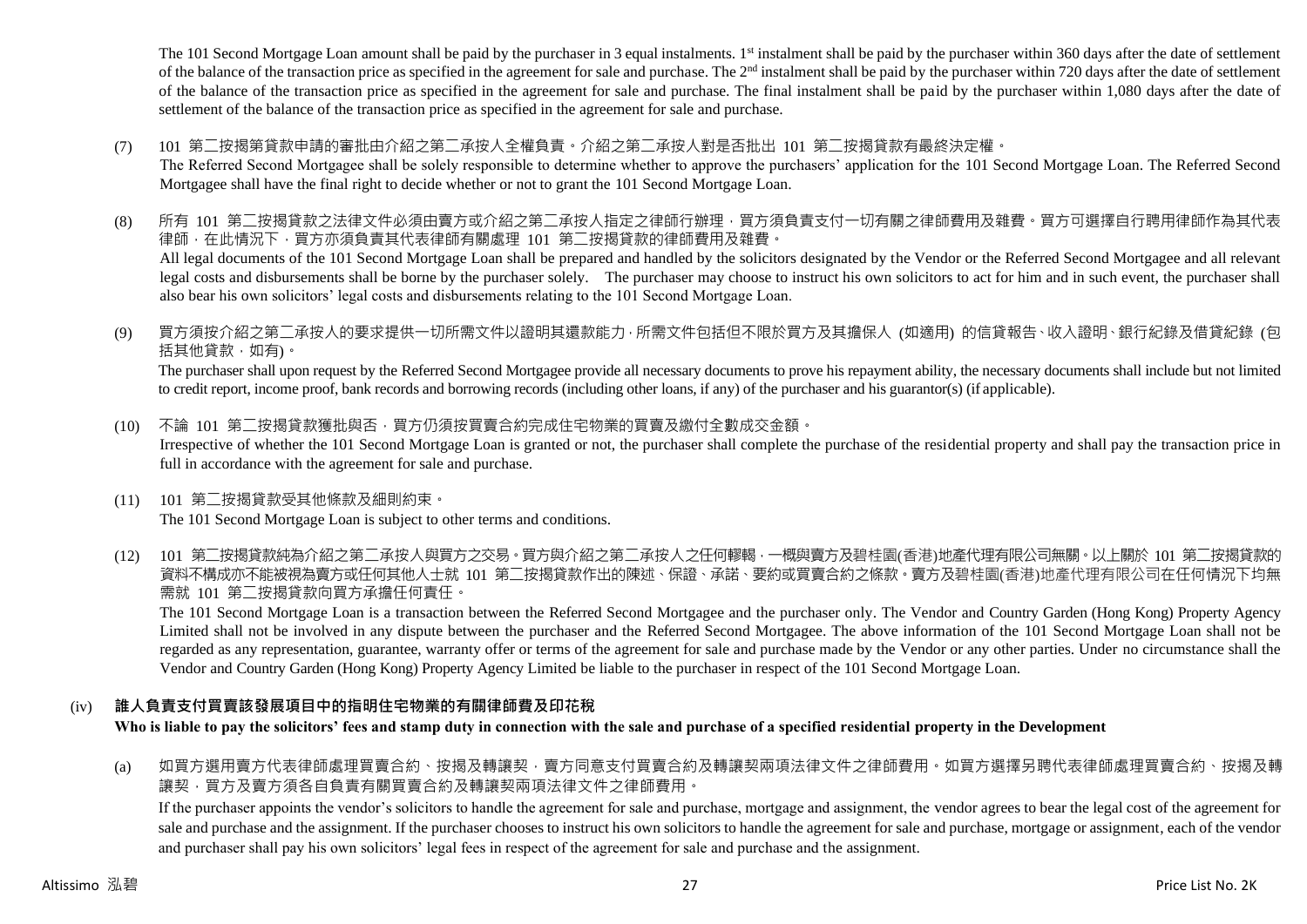The 101 Second Mortgage Loan amount shall be paid by the purchaser in 3 equal instalments. 1st instalment shall be paid by the purchaser within 360 days after the date of settlement of the balance of the transaction price as specified in the agreement for sale and purchase. The 2nd instalment shall be paid by the purchaser within 720 days after the date of settlement of the balance of the transaction price as specified in the agreement for sale and purchase. The final instalment shall be paid by the purchaser within 1,080 days after the date of settlement of the balance of the transaction price as specified in the agreement for sale and purchase.

(7) 101 第二按揭第貸款申請的審批由介紹之第二承按人全權負責。介紹之第二承按人對是否批出 101 第二按揭貸款有最終決定權。
The Referred Second Mortgagee shall be solely responsible to determine whether to approve the purchasers' application for the 101 Second Mortgage Loan. The Referred Second Mortgagee shall have the final right to decide whether or not to grant the 101 Second Mortgage Loan.

(8) 所有 101 第二按揭貸款之法律文件必須由賣方或介紹之第二承按人指定之律師行辦理，買方須負責支付一切有關之律師費用及雜費。買方可選擇自行聘用律師作為其代表律師，在此情況下，買方亦須負責其代表律師有關處理 101 第二按揭貸款的律師費用及雜費。
All legal documents of the 101 Second Mortgage Loan shall be prepared and handled by the solicitors designated by the Vendor or the Referred Second Mortgagee and all relevant legal costs and disbursements shall be borne by the purchaser solely. The purchaser may choose to instruct his own solicitors to act for him and in such event, the purchaser shall also bear his own solicitors' legal costs and disbursements relating to the 101 Second Mortgage Loan.

(9) 買方須按介紹之第二承按人的要求提供一切所需文件以證明其還款能力，所需文件包括但不限於買方及其擔保人 (如適用) 的信貸報告、收入證明、銀行紀錄及借貸紀錄 (包括其他貸款，如有)。
The purchaser shall upon request by the Referred Second Mortgagee provide all necessary documents to prove his repayment ability, the necessary documents shall include but not limited to credit report, income proof, bank records and borrowing records (including other loans, if any) of the purchaser and his guarantor(s) (if applicable).

(10) 不論 101 第二按揭貸款獲批與否，買方仍須按買賣合約完成住宅物業的買賣及繳付全數成交金額。
Irrespective of whether the 101 Second Mortgage Loan is granted or not, the purchaser shall complete the purchase of the residential property and shall pay the transaction price in full in accordance with the agreement for sale and purchase.

(11) 101 第二按揭貸款受其他條款及細則約束。
The 101 Second Mortgage Loan is subject to other terms and conditions.

(12) 101 第二按揭貸款純為介紹之第二承按人與買方之交易。買方與介紹之第二承按人之任何轇轕，一概與賣方及碧桂園(香港)地產代理有限公司無關。以上關於 101 第二按揭貸款的資料不構成亦不能被視為賣方或任何其他人士就 101 第二按揭貸款作出的陳述、保證、承諾、要約或買賣合約之條款。賣方及碧桂園(香港)地產代理有限公司在任何情況下均無需就 101 第二按揭貸款向買方承擔任何責任。
The 101 Second Mortgage Loan is a transaction between the Referred Second Mortgagee and the purchaser only. The Vendor and Country Garden (Hong Kong) Property Agency Limited shall not be involved in any dispute between the purchaser and the Referred Second Mortgagee. The above information of the 101 Second Mortgage Loan shall not be regarded as any representation, guarantee, warranty offer or terms of the agreement for sale and purchase made by the Vendor or any other parties. Under no circumstance shall the Vendor and Country Garden (Hong Kong) Property Agency Limited be liable to the purchaser in respect of the 101 Second Mortgage Loan.

## (iv) 誰人負責支付買賣該發展項目中的指明住宅物業的有關律師費及印花稅

**Who is liable to pay the solicitors' fees and stamp duty in connection with the sale and purchase of a specified residential property in the Development**

(a) 如買方選用賣方代表律師處理買賣合約、按揭及轉讓契，賣方同意支付買賣合約及轉讓契兩項法律文件之律師費用。如買方選擇另聘代表律師處理買賣合約、按揭及轉讓契，買方及賣方須各自負責有關買賣合約及轉讓契兩項法律文件之律師費用。
If the purchaser appoints the vendor's solicitors to handle the agreement for sale and purchase, mortgage and assignment, the vendor agrees to bear the legal cost of the agreement for sale and purchase and the assignment. If the purchaser chooses to instruct his own solicitors to handle the agreement for sale and purchase, mortgage or assignment, each of the vendor and purchaser shall pay his own solicitors' legal fees in respect of the agreement for sale and purchase and the assignment.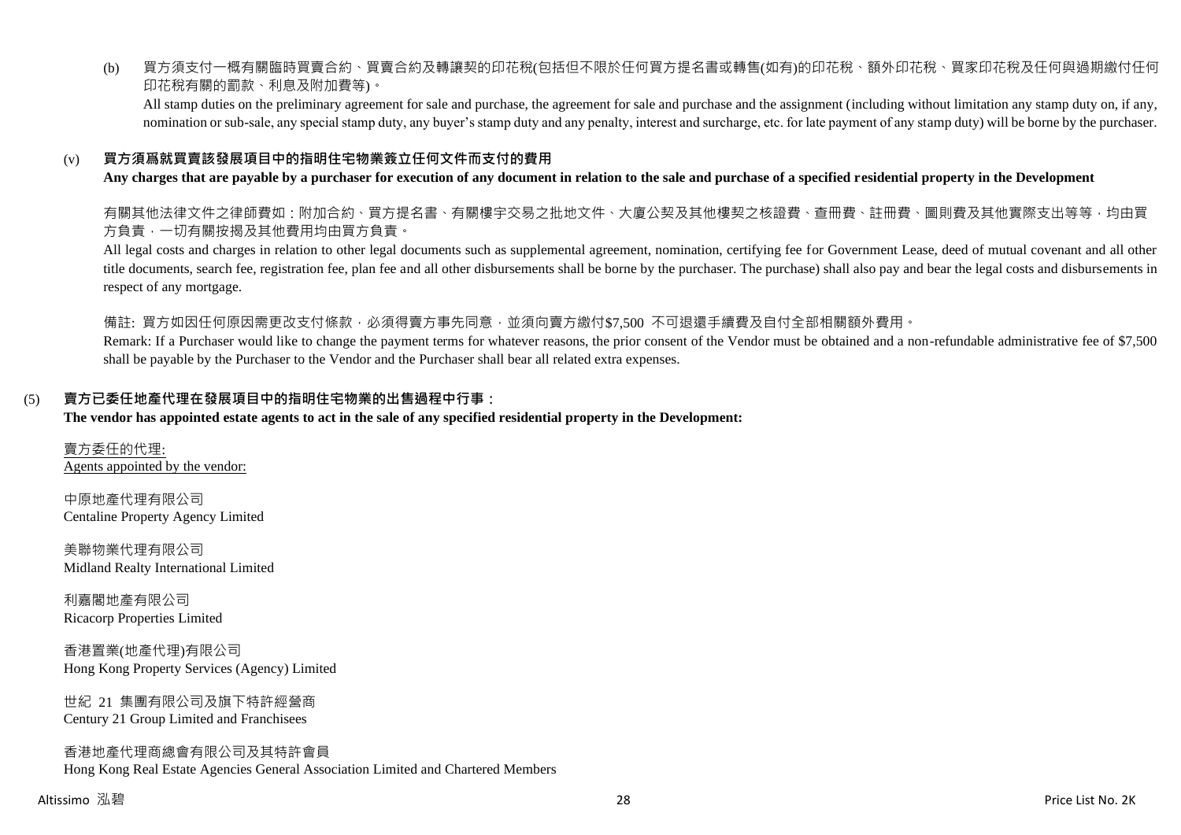(b) 買方須支付一概有關臨時買賣合約、買賣合約及轉讓契的印花稅(包括但不限於任何買方提名書或轉售(如有)的印花稅、額外印花稅、買家印花稅及任何與過期繳付任何印花稅有關的罰款、利息及附加費等)。

All stamp duties on the preliminary agreement for sale and purchase, the agreement for sale and purchase and the assignment (including without limitation any stamp duty on, if any, nomination or sub-sale, any special stamp duty, any buyer's stamp duty and any penalty, interest and surcharge, etc. for late payment of any stamp duty) will be borne by the purchaser.

(v) **買方須爲就買賣該發展項目中的指明住宅物業簽立任何文件而支付的費用**

**Any charges that are payable by a purchaser for execution of any document in relation to the sale and purchase of a specified residential property in the Development**

有關其他法律文件之律師費如：附加合約、買方提名書、有關樓宇交易之批地文件、大廈公契及其他樓契之核證費、查冊費、註冊費、圖則費及其他實際支出等等，均由買方負責，一切有關按揭及其他費用均由買方負責。

All legal costs and charges in relation to other legal documents such as supplemental agreement, nomination, certifying fee for Government Lease, deed of mutual covenant and all other title documents, search fee, registration fee, plan fee and all other disbursements shall be borne by the purchaser. The purchase) shall also pay and bear the legal costs and disbursements in respect of any mortgage.

備註: 買方如因任何原因需更改支付條款，必須得賣方事先同意，並須向賣方繳付$7,500 不可退還手續費及自付全部相關額外費用。

Remark: If a Purchaser would like to change the payment terms for whatever reasons, the prior consent of the Vendor must be obtained and a non-refundable administrative fee of $7,500 shall be payable by the Purchaser to the Vendor and the Purchaser shall bear all related extra expenses.

(5) **賣方已委任地產代理在發展項目中的指明住宅物業的出售過程中行事：**

**The vendor has appointed estate agents to act in the sale of any specified residential property in the Development:**

賣方委任的代理:
Agents appointed by the vendor:

中原地產代理有限公司
Centaline Property Agency Limited

美聯物業代理有限公司
Midland Realty International Limited

利嘉閣地產有限公司
Ricacorp Properties Limited

香港置業(地產代理)有限公司
Hong Kong Property Services (Agency) Limited

世紀 21 集團有限公司及旗下特許經營商
Century 21 Group Limited and Franchisees

香港地產代理商總會有限公司及其特許會員
Hong Kong Real Estate Agencies General Association Limited and Chartered Members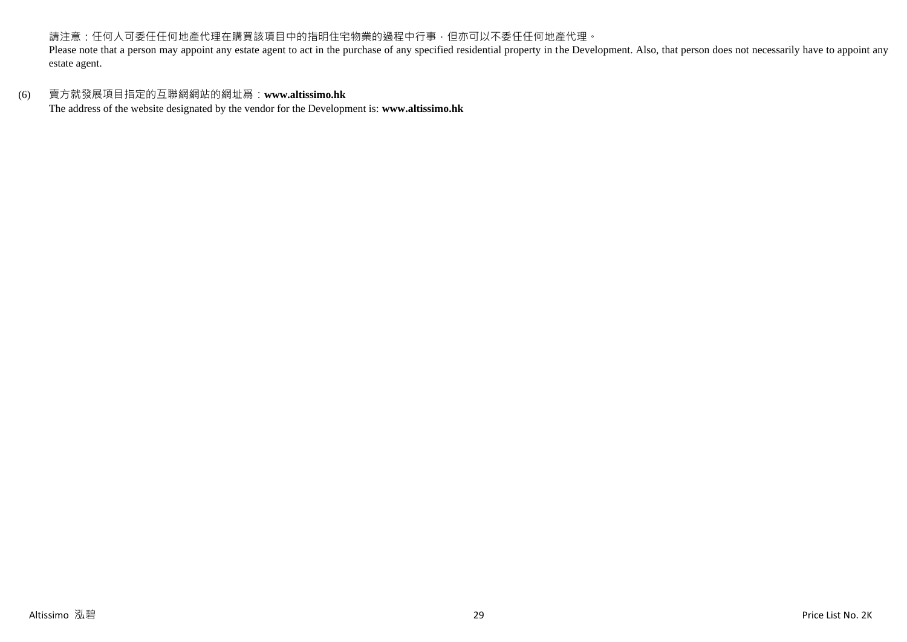請注意：任何人可委任任何地產代理在購買該項目中的指明住宅物業的過程中行事，但亦可以不委任任何地產代理。

Please note that a person may appoint any estate agent to act in the purchase of any specified residential property in the Development. Also, that person does not necessarily have to appoint any estate agent.

(6) 賣方就發展項目指定的互聯網網站的網址爲：**www.altissimo.hk**

The address of the website designated by the vendor for the Development is: **www.altissimo.hk**